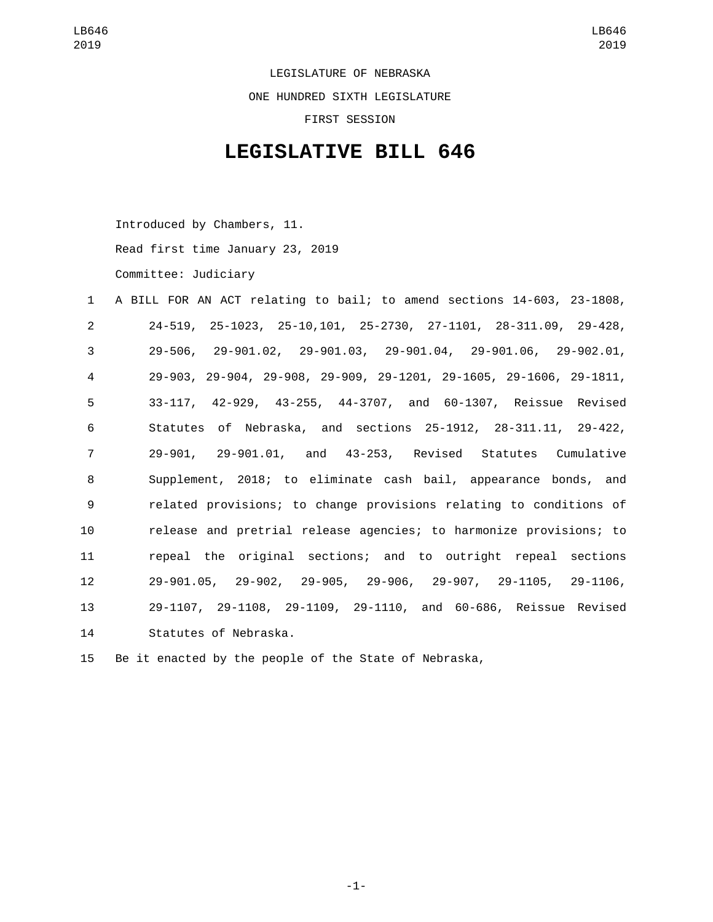LEGISLATURE OF NEBRASKA

ONE HUNDRED SIXTH LEGISLATURE

FIRST SESSION

# LEGISLATIVE BILL 646

Introduced by Chambers, 11.

Read first time January 23, 2019

Committee: Judiciary

1 A BILL FOR AN ACT relating to bail; to amend sections 14-603, 23-1808,
2 24-519, 25-1023, 25-10,101, 25-2730, 27-1101, 28-311.09, 29-428,
3 29-506, 29-901.02, 29-901.03, 29-901.04, 29-901.06, 29-902.01,
4 29-903, 29-904, 29-908, 29-909, 29-1201, 29-1605, 29-1606, 29-1811,
5 33-117, 42-929, 43-255, 44-3707, and 60-1307, Reissue Revised
6 Statutes of Nebraska, and sections 25-1912, 28-311.11, 29-422,
7 29-901, 29-901.01, and 43-253, Revised Statutes Cumulative
8 Supplement, 2018; to eliminate cash bail, appearance bonds, and
9 related provisions; to change provisions relating to conditions of
10 release and pretrial release agencies; to harmonize provisions; to
11 repeal the original sections; and to outright repeal sections
12 29-901.05, 29-902, 29-905, 29-906, 29-907, 29-1105, 29-1106,
13 29-1107, 29-1108, 29-1109, 29-1110, and 60-686, Reissue Revised
14 Statutes of Nebraska.

15 Be it enacted by the people of the State of Nebraska,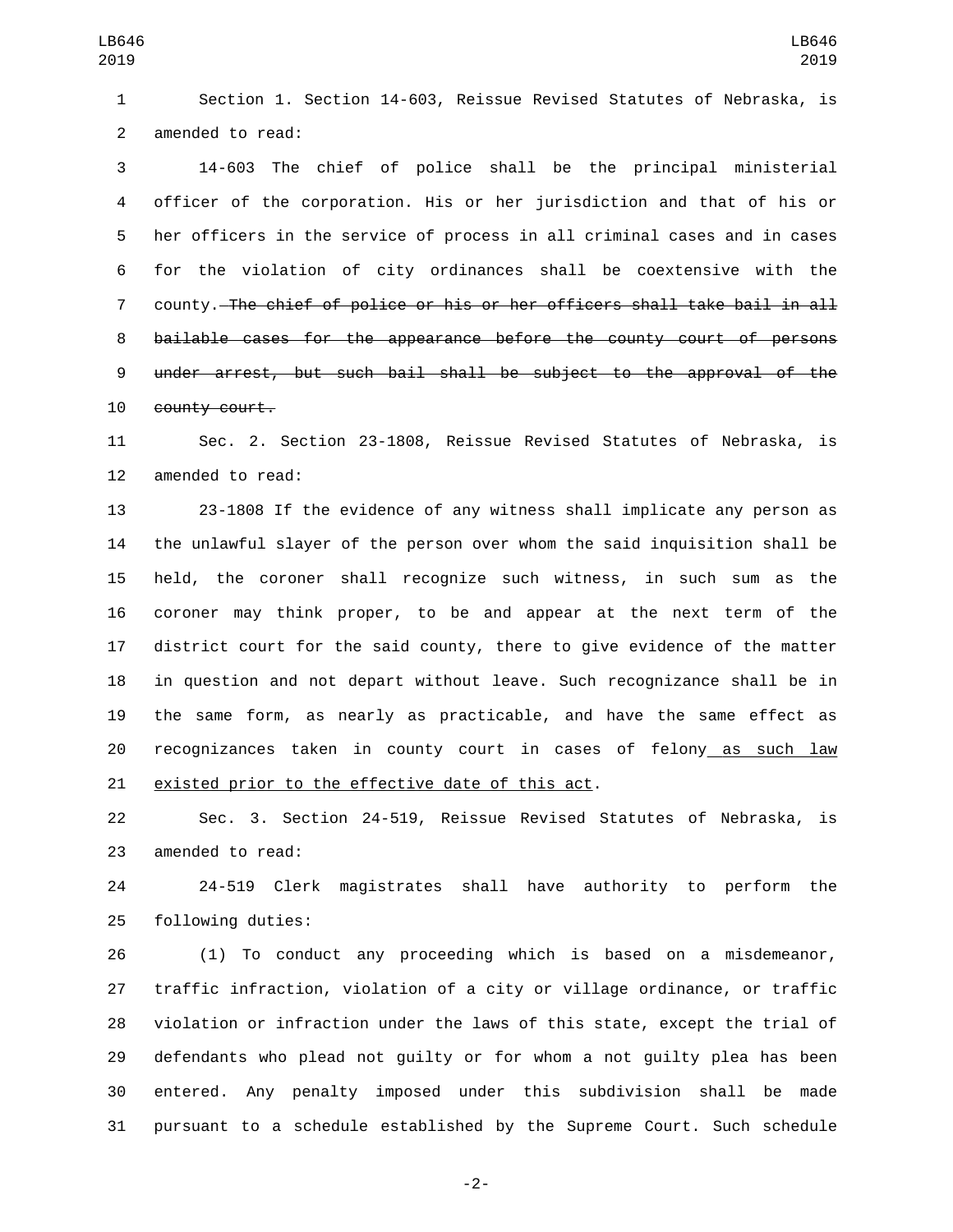Section 1. Section 14-603, Reissue Revised Statutes of Nebraska, is amended to read:

14-603 The chief of police shall be the principal ministerial officer of the corporation. His or her jurisdiction and that of his or her officers in the service of process in all criminal cases and in cases for the violation of city ordinances shall be coextensive with the county. ~~The chief of police or his or her officers shall take bail in all bailable cases for the appearance before the county court of persons under arrest, but such bail shall be subject to the approval of the county court.~~

Sec. 2. Section 23-1808, Reissue Revised Statutes of Nebraska, is amended to read:

23-1808 If the evidence of any witness shall implicate any person as the unlawful slayer of the person over whom the said inquisition shall be held, the coroner shall recognize such witness, in such sum as the coroner may think proper, to be and appear at the next term of the district court for the said county, there to give evidence of the matter in question and not depart without leave. Such recognizance shall be in the same form, as nearly as practicable, and have the same effect as recognizances taken in county court in cases of felony <u>as such law existed prior to the effective date of this act</u>.

Sec. 3. Section 24-519, Reissue Revised Statutes of Nebraska, is amended to read:

24-519 Clerk magistrates shall have authority to perform the following duties:

(1) To conduct any proceeding which is based on a misdemeanor, traffic infraction, violation of a city or village ordinance, or traffic violation or infraction under the laws of this state, except the trial of defendants who plead not guilty or for whom a not guilty plea has been entered. Any penalty imposed under this subdivision shall be made pursuant to a schedule established by the Supreme Court. Such schedule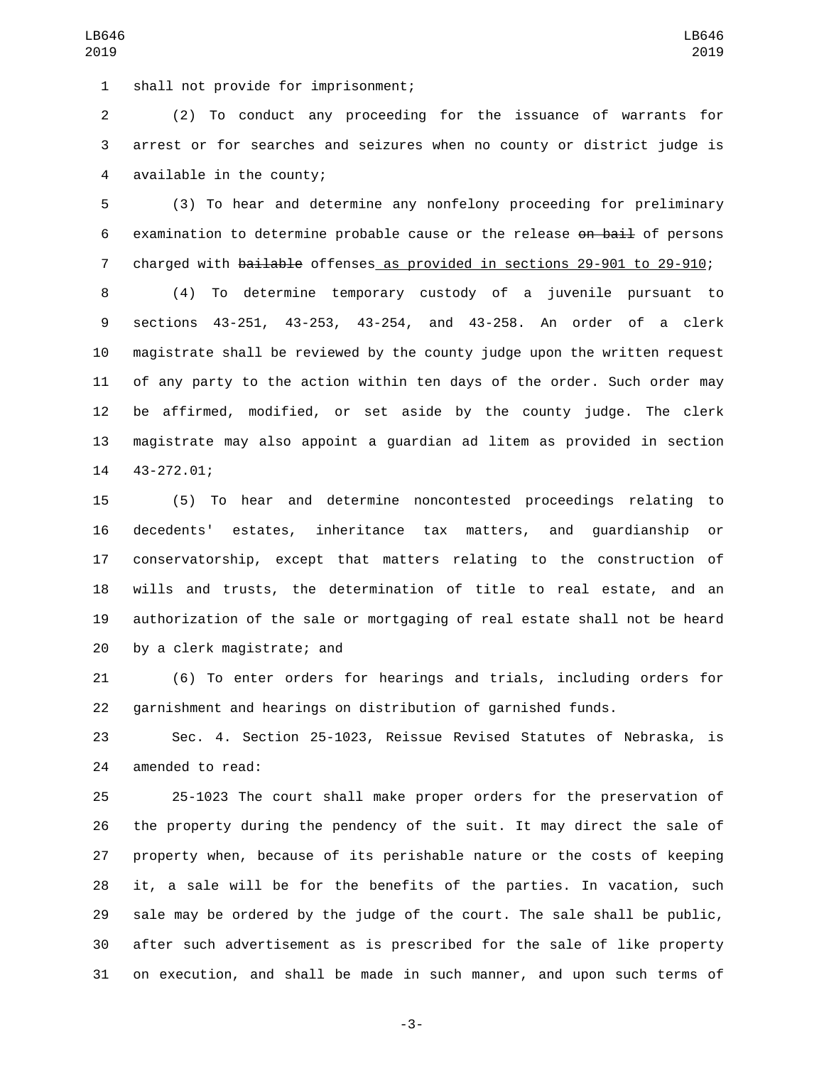shall not provide for imprisonment;

(2) To conduct any proceeding for the issuance of warrants for arrest or for searches and seizures when no county or district judge is available in the county;

(3) To hear and determine any nonfelony proceeding for preliminary examination to determine probable cause or the release ~~on bail~~ of persons charged with ~~bailable~~ offenses as provided in sections 29-901 to 29-910;

(4) To determine temporary custody of a juvenile pursuant to sections 43-251, 43-253, 43-254, and 43-258. An order of a clerk magistrate shall be reviewed by the county judge upon the written request of any party to the action within ten days of the order. Such order may be affirmed, modified, or set aside by the county judge. The clerk magistrate may also appoint a guardian ad litem as provided in section 43-272.01;

(5) To hear and determine noncontested proceedings relating to decedents' estates, inheritance tax matters, and guardianship or conservatorship, except that matters relating to the construction of wills and trusts, the determination of title to real estate, and an authorization of the sale or mortgaging of real estate shall not be heard by a clerk magistrate; and

(6) To enter orders for hearings and trials, including orders for garnishment and hearings on distribution of garnished funds.

Sec. 4. Section 25-1023, Reissue Revised Statutes of Nebraska, is amended to read:

25-1023 The court shall make proper orders for the preservation of the property during the pendency of the suit. It may direct the sale of property when, because of its perishable nature or the costs of keeping it, a sale will be for the benefits of the parties. In vacation, such sale may be ordered by the judge of the court. The sale shall be public, after such advertisement as is prescribed for the sale of like property on execution, and shall be made in such manner, and upon such terms of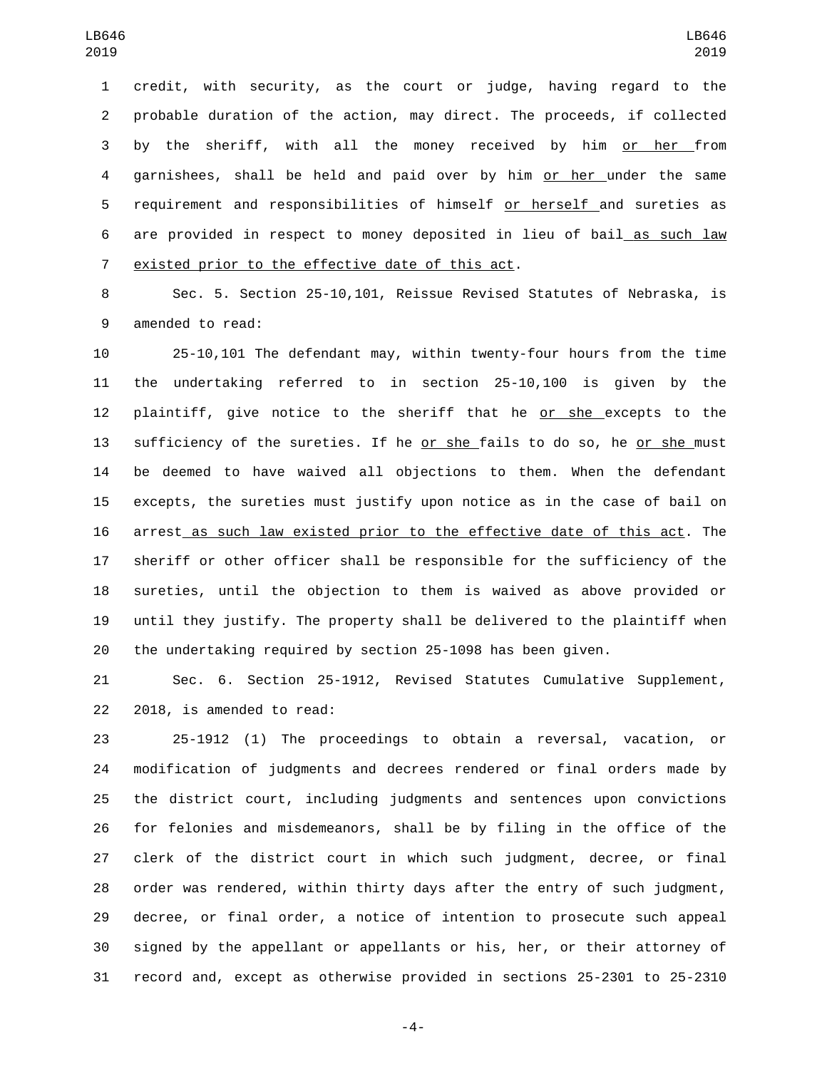credit, with security, as the court or judge, having regard to the probable duration of the action, may direct. The proceeds, if collected by the sheriff, with all the money received by him or her from garnishees, shall be held and paid over by him or her under the same requirement and responsibilities of himself or herself and sureties as are provided in respect to money deposited in lieu of bail as such law existed prior to the effective date of this act.

Sec. 5. Section 25-10,101, Reissue Revised Statutes of Nebraska, is amended to read:

25-10,101 The defendant may, within twenty-four hours from the time the undertaking referred to in section 25-10,100 is given by the plaintiff, give notice to the sheriff that he or she excepts to the sufficiency of the sureties. If he or she fails to do so, he or she must be deemed to have waived all objections to them. When the defendant excepts, the sureties must justify upon notice as in the case of bail on arrest as such law existed prior to the effective date of this act. The sheriff or other officer shall be responsible for the sufficiency of the sureties, until the objection to them is waived as above provided or until they justify. The property shall be delivered to the plaintiff when the undertaking required by section 25-1098 has been given.

Sec. 6. Section 25-1912, Revised Statutes Cumulative Supplement, 2018, is amended to read:

25-1912 (1) The proceedings to obtain a reversal, vacation, or modification of judgments and decrees rendered or final orders made by the district court, including judgments and sentences upon convictions for felonies and misdemeanors, shall be by filing in the office of the clerk of the district court in which such judgment, decree, or final order was rendered, within thirty days after the entry of such judgment, decree, or final order, a notice of intention to prosecute such appeal signed by the appellant or appellants or his, her, or their attorney of record and, except as otherwise provided in sections 25-2301 to 25-2310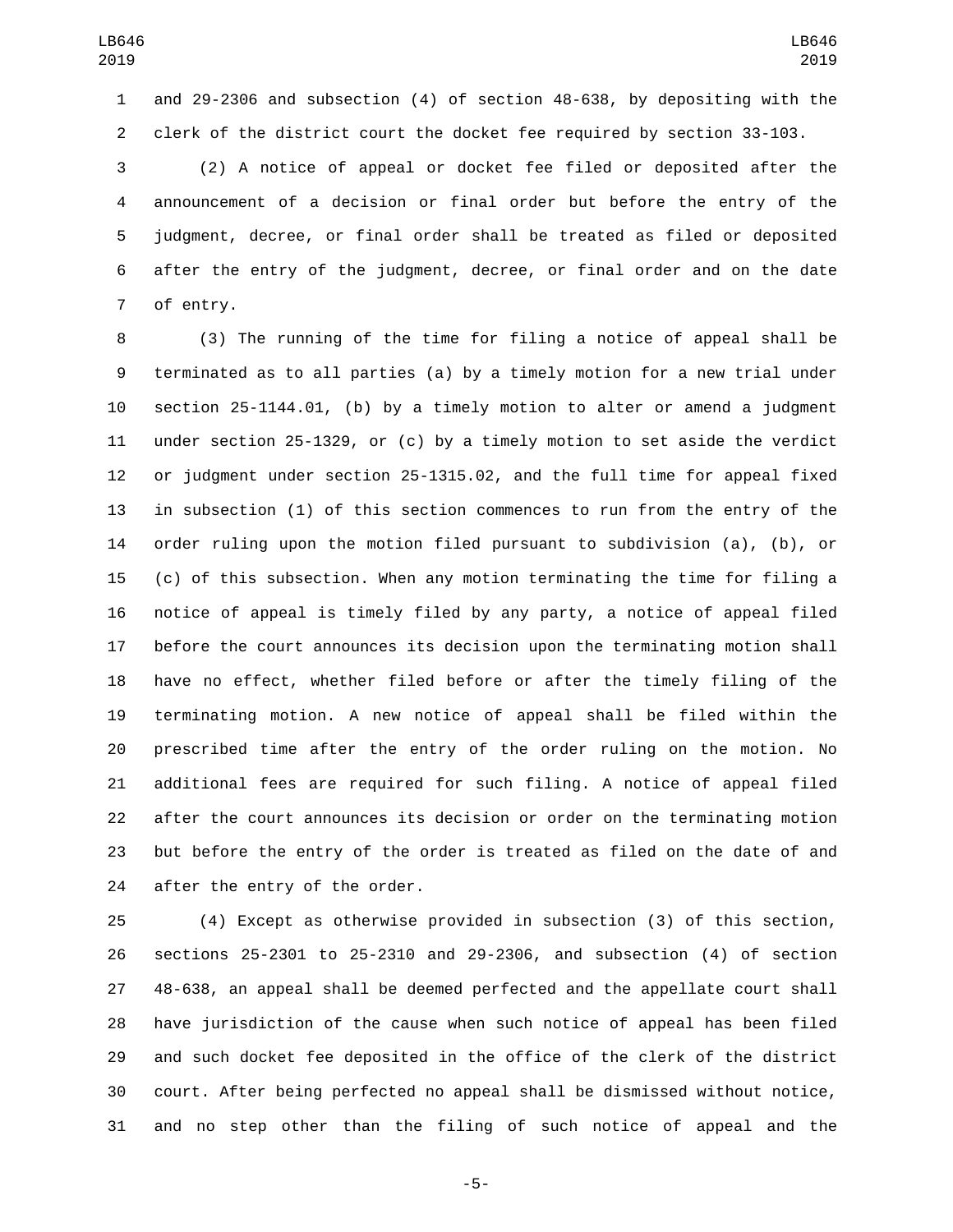and 29-2306 and subsection (4) of section 48-638, by depositing with the clerk of the district court the docket fee required by section 33-103.

(2) A notice of appeal or docket fee filed or deposited after the announcement of a decision or final order but before the entry of the judgment, decree, or final order shall be treated as filed or deposited after the entry of the judgment, decree, or final order and on the date of entry.

(3) The running of the time for filing a notice of appeal shall be terminated as to all parties (a) by a timely motion for a new trial under section 25-1144.01, (b) by a timely motion to alter or amend a judgment under section 25-1329, or (c) by a timely motion to set aside the verdict or judgment under section 25-1315.02, and the full time for appeal fixed in subsection (1) of this section commences to run from the entry of the order ruling upon the motion filed pursuant to subdivision (a), (b), or (c) of this subsection. When any motion terminating the time for filing a notice of appeal is timely filed by any party, a notice of appeal filed before the court announces its decision upon the terminating motion shall have no effect, whether filed before or after the timely filing of the terminating motion. A new notice of appeal shall be filed within the prescribed time after the entry of the order ruling on the motion. No additional fees are required for such filing. A notice of appeal filed after the court announces its decision or order on the terminating motion but before the entry of the order is treated as filed on the date of and after the entry of the order.

(4) Except as otherwise provided in subsection (3) of this section, sections 25-2301 to 25-2310 and 29-2306, and subsection (4) of section 48-638, an appeal shall be deemed perfected and the appellate court shall have jurisdiction of the cause when such notice of appeal has been filed and such docket fee deposited in the office of the clerk of the district court. After being perfected no appeal shall be dismissed without notice, and no step other than the filing of such notice of appeal and the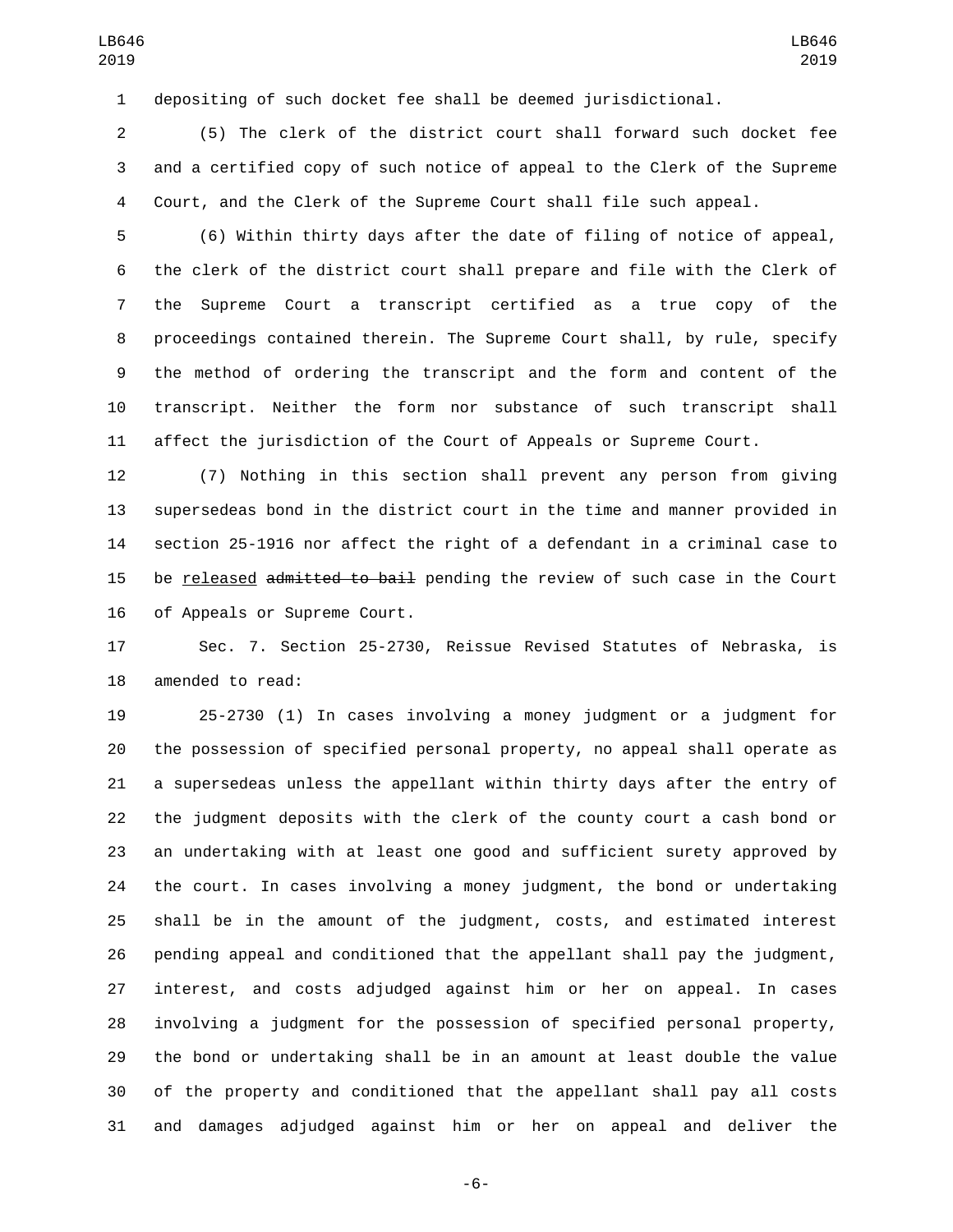depositing of such docket fee shall be deemed jurisdictional.

(5) The clerk of the district court shall forward such docket fee and a certified copy of such notice of appeal to the Clerk of the Supreme Court, and the Clerk of the Supreme Court shall file such appeal.

(6) Within thirty days after the date of filing of notice of appeal, the clerk of the district court shall prepare and file with the Clerk of the Supreme Court a transcript certified as a true copy of the proceedings contained therein. The Supreme Court shall, by rule, specify the method of ordering the transcript and the form and content of the transcript. Neither the form nor substance of such transcript shall affect the jurisdiction of the Court of Appeals or Supreme Court.

(7) Nothing in this section shall prevent any person from giving supersedeas bond in the district court in the time and manner provided in section 25-1916 nor affect the right of a defendant in a criminal case to be <u>released</u> ~~admitted to bail~~ pending the review of such case in the Court of Appeals or Supreme Court.

Sec. 7. Section 25-2730, Reissue Revised Statutes of Nebraska, is amended to read:

25-2730 (1) In cases involving a money judgment or a judgment for the possession of specified personal property, no appeal shall operate as a supersedeas unless the appellant within thirty days after the entry of the judgment deposits with the clerk of the county court a cash bond or an undertaking with at least one good and sufficient surety approved by the court. In cases involving a money judgment, the bond or undertaking shall be in the amount of the judgment, costs, and estimated interest pending appeal and conditioned that the appellant shall pay the judgment, interest, and costs adjudged against him or her on appeal. In cases involving a judgment for the possession of specified personal property, the bond or undertaking shall be in an amount at least double the value of the property and conditioned that the appellant shall pay all costs and damages adjudged against him or her on appeal and deliver the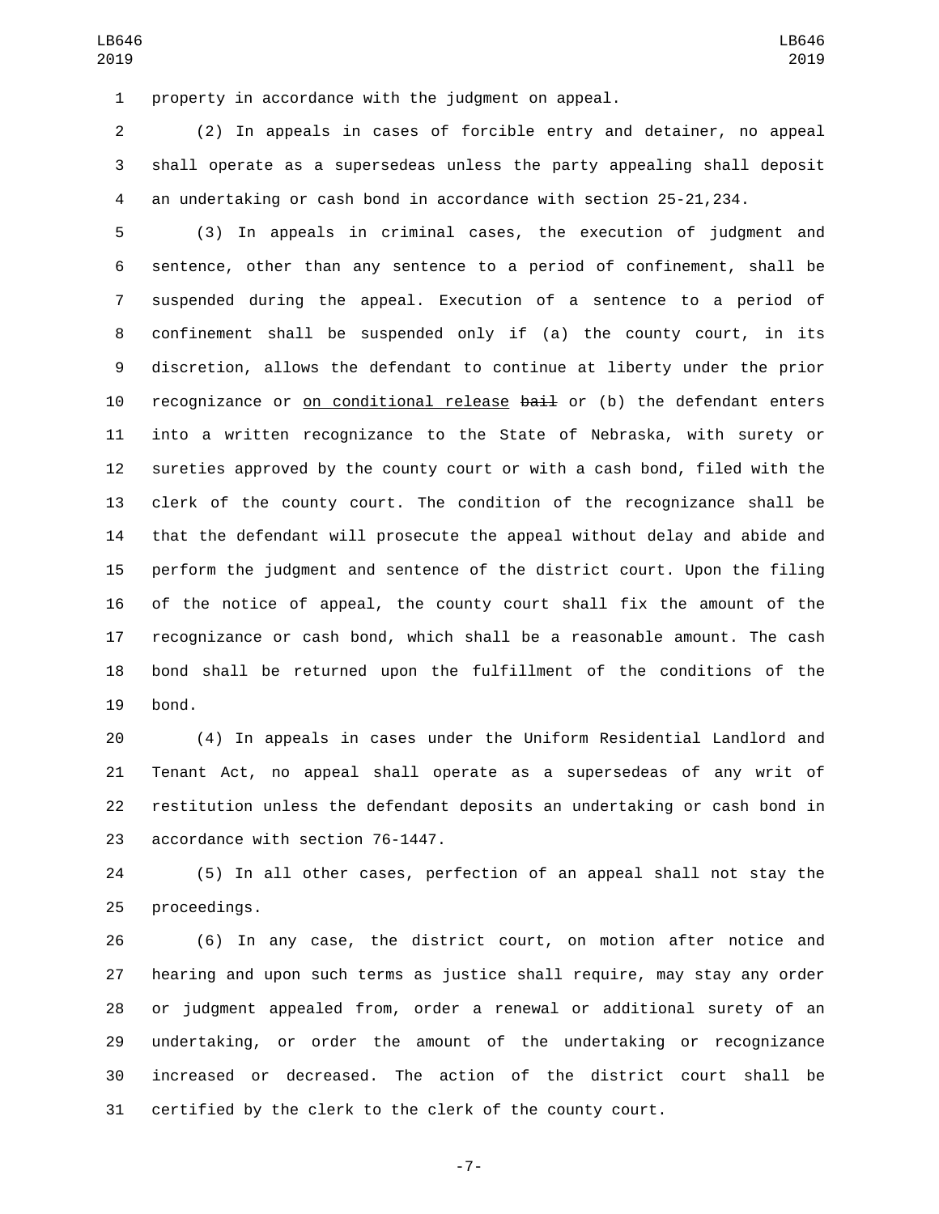property in accordance with the judgment on appeal.

(2) In appeals in cases of forcible entry and detainer, no appeal shall operate as a supersedeas unless the party appealing shall deposit an undertaking or cash bond in accordance with section 25-21,234.

(3) In appeals in criminal cases, the execution of judgment and sentence, other than any sentence to a period of confinement, shall be suspended during the appeal. Execution of a sentence to a period of confinement shall be suspended only if (a) the county court, in its discretion, allows the defendant to continue at liberty under the prior recognizance or <u>on conditional release</u> ~~bail~~ or (b) the defendant enters into a written recognizance to the State of Nebraska, with surety or sureties approved by the county court or with a cash bond, filed with the clerk of the county court. The condition of the recognizance shall be that the defendant will prosecute the appeal without delay and abide and perform the judgment and sentence of the district court. Upon the filing of the notice of appeal, the county court shall fix the amount of the recognizance or cash bond, which shall be a reasonable amount. The cash bond shall be returned upon the fulfillment of the conditions of the bond.

(4) In appeals in cases under the Uniform Residential Landlord and Tenant Act, no appeal shall operate as a supersedeas of any writ of restitution unless the defendant deposits an undertaking or cash bond in accordance with section 76-1447.

(5) In all other cases, perfection of an appeal shall not stay the proceedings.

(6) In any case, the district court, on motion after notice and hearing and upon such terms as justice shall require, may stay any order or judgment appealed from, order a renewal or additional surety of an undertaking, or order the amount of the undertaking or recognizance increased or decreased. The action of the district court shall be certified by the clerk to the clerk of the county court.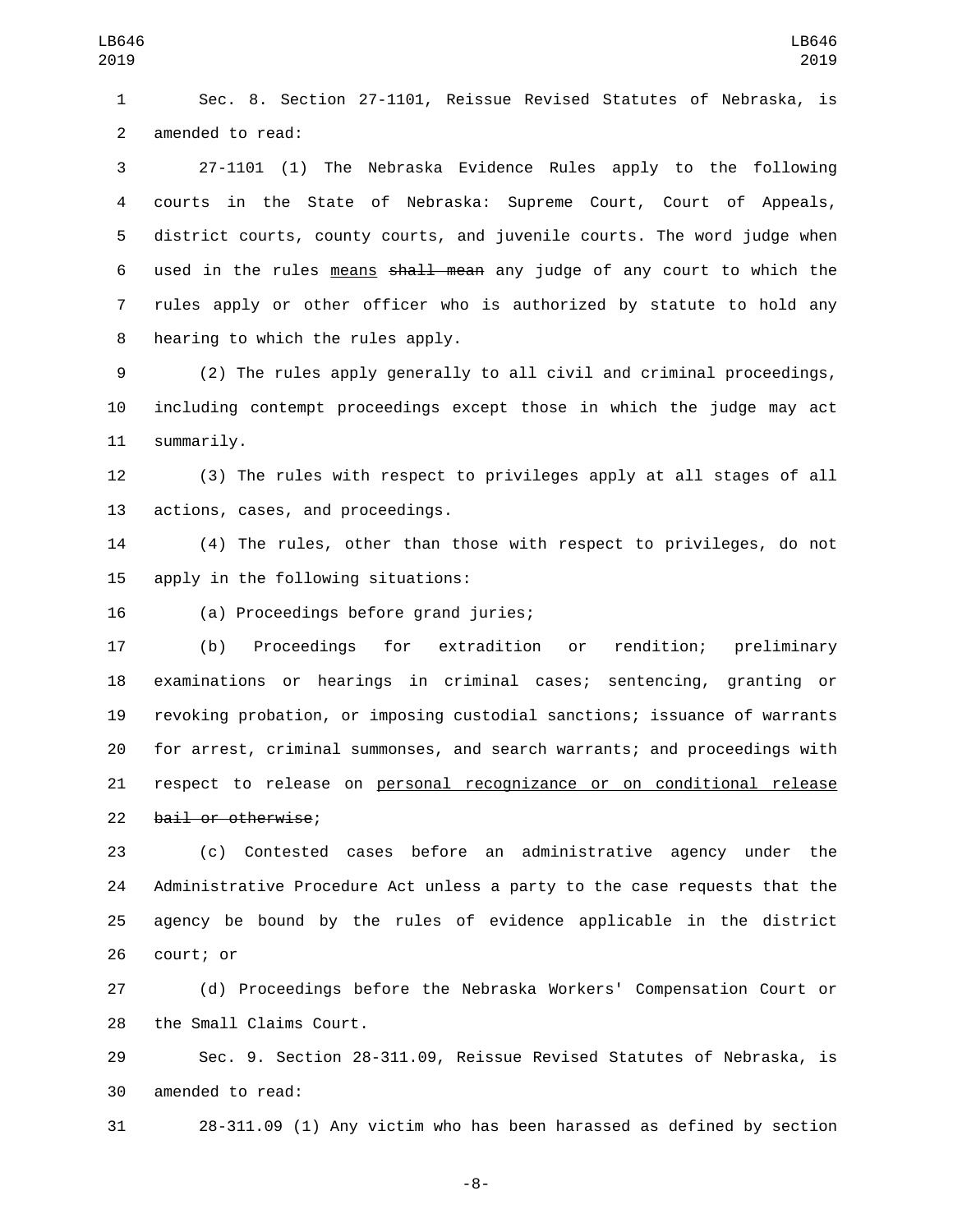Sec. 8. Section 27-1101, Reissue Revised Statutes of Nebraska, is amended to read:

27-1101 (1) The Nebraska Evidence Rules apply to the following courts in the State of Nebraska: Supreme Court, Court of Appeals, district courts, county courts, and juvenile courts. The word judge when used in the rules <u>means</u> ~~shall mean~~ any judge of any court to which the rules apply or other officer who is authorized by statute to hold any hearing to which the rules apply.

(2) The rules apply generally to all civil and criminal proceedings, including contempt proceedings except those in which the judge may act summarily.

(3) The rules with respect to privileges apply at all stages of all actions, cases, and proceedings.

(4) The rules, other than those with respect to privileges, do not apply in the following situations:

(a) Proceedings before grand juries;

(b) Proceedings for extradition or rendition; preliminary examinations or hearings in criminal cases; sentencing, granting or revoking probation, or imposing custodial sanctions; issuance of warrants for arrest, criminal summonses, and search warrants; and proceedings with respect to release on <u>personal recognizance or on conditional release</u> ~~bail or otherwise~~;

(c) Contested cases before an administrative agency under the Administrative Procedure Act unless a party to the case requests that the agency be bound by the rules of evidence applicable in the district court; or

(d) Proceedings before the Nebraska Workers' Compensation Court or the Small Claims Court.

Sec. 9. Section 28-311.09, Reissue Revised Statutes of Nebraska, is amended to read:

28-311.09 (1) Any victim who has been harassed as defined by section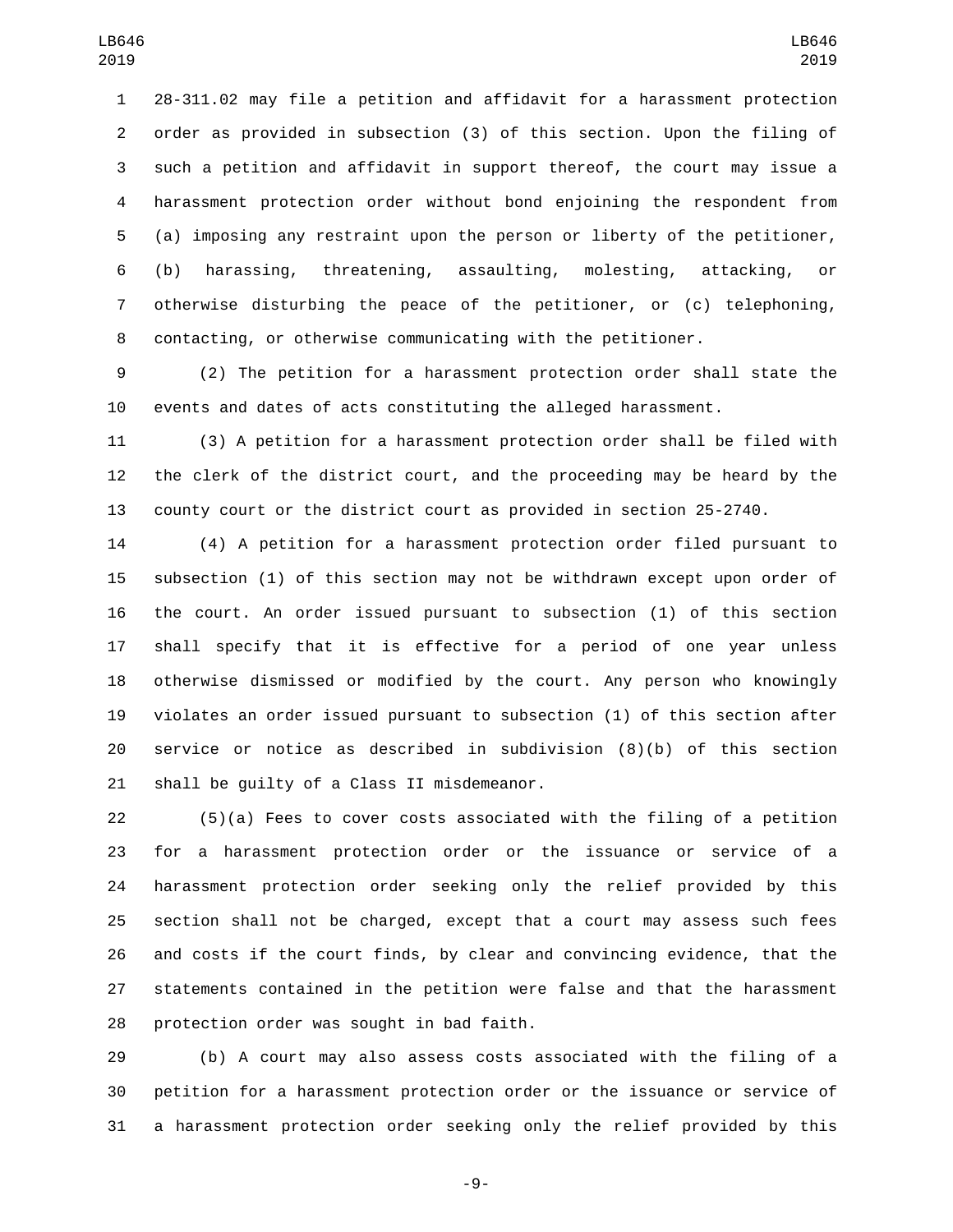28-311.02 may file a petition and affidavit for a harassment protection order as provided in subsection (3) of this section. Upon the filing of such a petition and affidavit in support thereof, the court may issue a harassment protection order without bond enjoining the respondent from (a) imposing any restraint upon the person or liberty of the petitioner, (b) harassing, threatening, assaulting, molesting, attacking, or otherwise disturbing the peace of the petitioner, or (c) telephoning, contacting, or otherwise communicating with the petitioner.

(2) The petition for a harassment protection order shall state the events and dates of acts constituting the alleged harassment.

(3) A petition for a harassment protection order shall be filed with the clerk of the district court, and the proceeding may be heard by the county court or the district court as provided in section 25-2740.

(4) A petition for a harassment protection order filed pursuant to subsection (1) of this section may not be withdrawn except upon order of the court. An order issued pursuant to subsection (1) of this section shall specify that it is effective for a period of one year unless otherwise dismissed or modified by the court. Any person who knowingly violates an order issued pursuant to subsection (1) of this section after service or notice as described in subdivision (8)(b) of this section shall be guilty of a Class II misdemeanor.

(5)(a) Fees to cover costs associated with the filing of a petition for a harassment protection order or the issuance or service of a harassment protection order seeking only the relief provided by this section shall not be charged, except that a court may assess such fees and costs if the court finds, by clear and convincing evidence, that the statements contained in the petition were false and that the harassment protection order was sought in bad faith.

(b) A court may also assess costs associated with the filing of a petition for a harassment protection order or the issuance or service of a harassment protection order seeking only the relief provided by this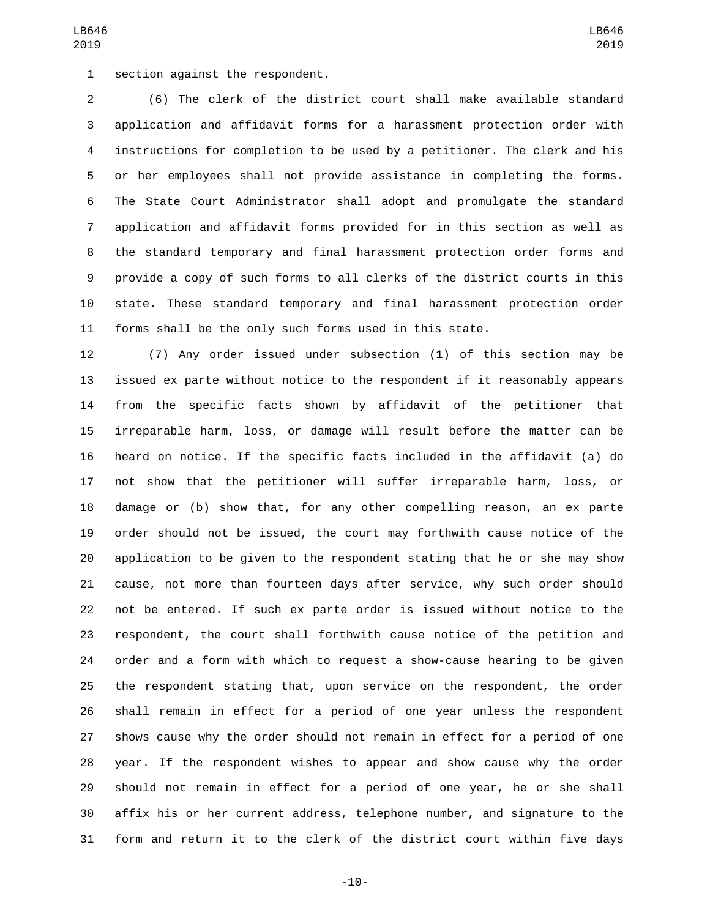section against the respondent.

(6) The clerk of the district court shall make available standard application and affidavit forms for a harassment protection order with instructions for completion to be used by a petitioner. The clerk and his or her employees shall not provide assistance in completing the forms. The State Court Administrator shall adopt and promulgate the standard application and affidavit forms provided for in this section as well as the standard temporary and final harassment protection order forms and provide a copy of such forms to all clerks of the district courts in this state. These standard temporary and final harassment protection order forms shall be the only such forms used in this state.

(7) Any order issued under subsection (1) of this section may be issued ex parte without notice to the respondent if it reasonably appears from the specific facts shown by affidavit of the petitioner that irreparable harm, loss, or damage will result before the matter can be heard on notice. If the specific facts included in the affidavit (a) do not show that the petitioner will suffer irreparable harm, loss, or damage or (b) show that, for any other compelling reason, an ex parte order should not be issued, the court may forthwith cause notice of the application to be given to the respondent stating that he or she may show cause, not more than fourteen days after service, why such order should not be entered. If such ex parte order is issued without notice to the respondent, the court shall forthwith cause notice of the petition and order and a form with which to request a show-cause hearing to be given the respondent stating that, upon service on the respondent, the order shall remain in effect for a period of one year unless the respondent shows cause why the order should not remain in effect for a period of one year. If the respondent wishes to appear and show cause why the order should not remain in effect for a period of one year, he or she shall affix his or her current address, telephone number, and signature to the form and return it to the clerk of the district court within five days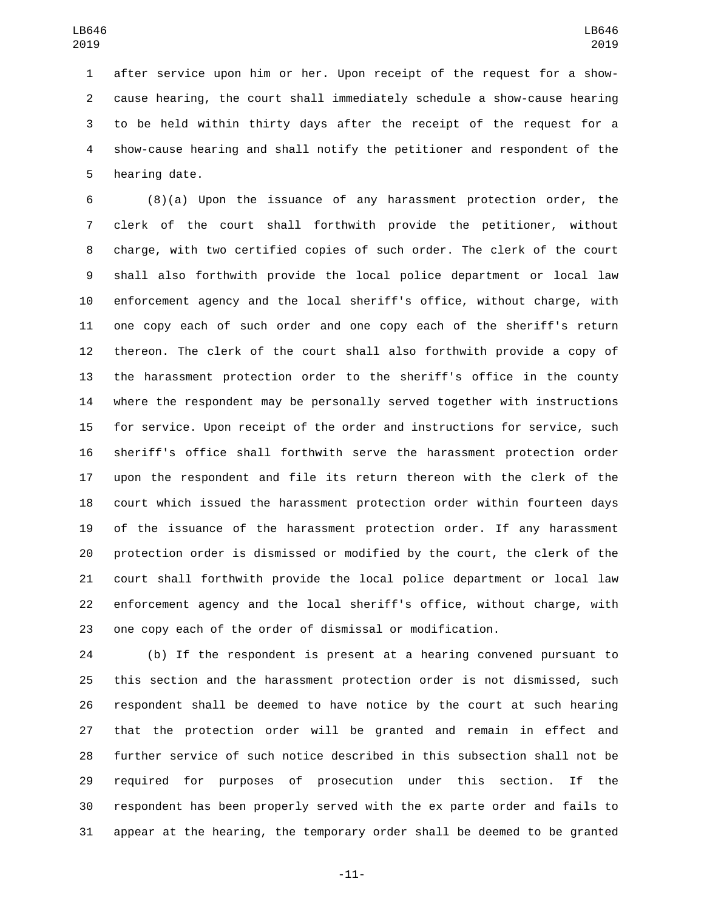after service upon him or her. Upon receipt of the request for a show-cause hearing, the court shall immediately schedule a show-cause hearing to be held within thirty days after the receipt of the request for a show-cause hearing and shall notify the petitioner and respondent of the hearing date.

(8)(a) Upon the issuance of any harassment protection order, the clerk of the court shall forthwith provide the petitioner, without charge, with two certified copies of such order. The clerk of the court shall also forthwith provide the local police department or local law enforcement agency and the local sheriff's office, without charge, with one copy each of such order and one copy each of the sheriff's return thereon. The clerk of the court shall also forthwith provide a copy of the harassment protection order to the sheriff's office in the county where the respondent may be personally served together with instructions for service. Upon receipt of the order and instructions for service, such sheriff's office shall forthwith serve the harassment protection order upon the respondent and file its return thereon with the clerk of the court which issued the harassment protection order within fourteen days of the issuance of the harassment protection order. If any harassment protection order is dismissed or modified by the court, the clerk of the court shall forthwith provide the local police department or local law enforcement agency and the local sheriff's office, without charge, with one copy each of the order of dismissal or modification.

(b) If the respondent is present at a hearing convened pursuant to this section and the harassment protection order is not dismissed, such respondent shall be deemed to have notice by the court at such hearing that the protection order will be granted and remain in effect and further service of such notice described in this subsection shall not be required for purposes of prosecution under this section. If the respondent has been properly served with the ex parte order and fails to appear at the hearing, the temporary order shall be deemed to be granted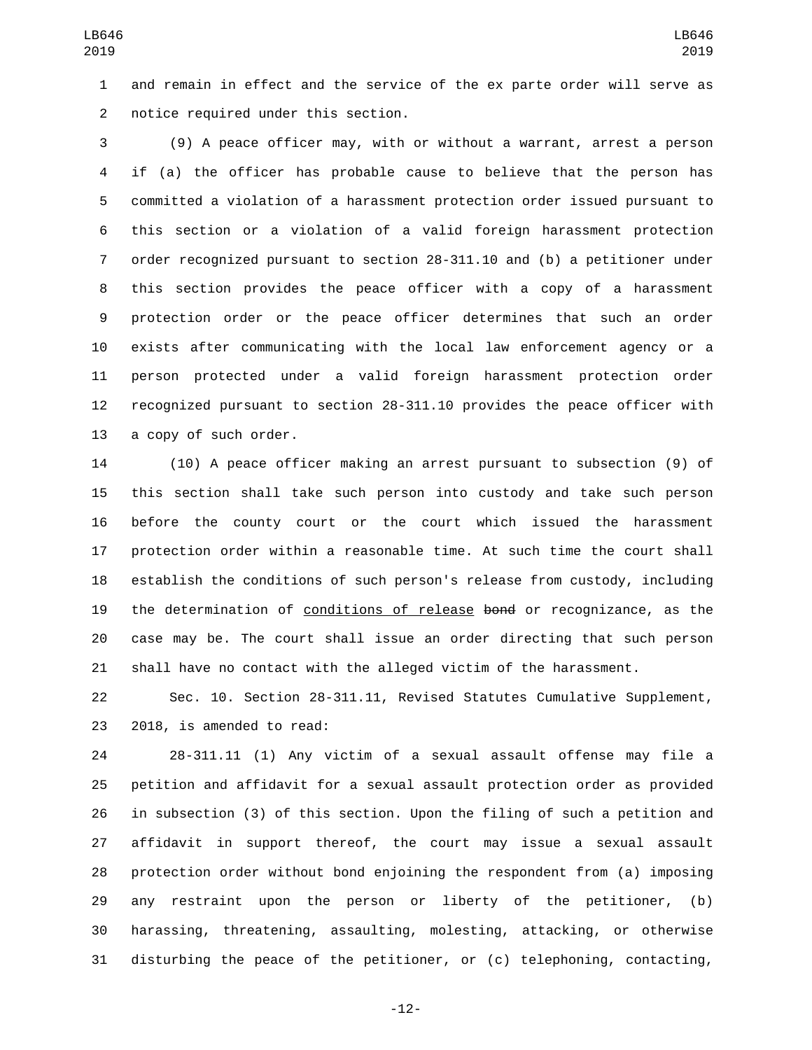and remain in effect and the service of the ex parte order will serve as notice required under this section.

(9) A peace officer may, with or without a warrant, arrest a person if (a) the officer has probable cause to believe that the person has committed a violation of a harassment protection order issued pursuant to this section or a violation of a valid foreign harassment protection order recognized pursuant to section 28-311.10 and (b) a petitioner under this section provides the peace officer with a copy of a harassment protection order or the peace officer determines that such an order exists after communicating with the local law enforcement agency or a person protected under a valid foreign harassment protection order recognized pursuant to section 28-311.10 provides the peace officer with a copy of such order.

(10) A peace officer making an arrest pursuant to subsection (9) of this section shall take such person into custody and take such person before the county court or the court which issued the harassment protection order within a reasonable time. At such time the court shall establish the conditions of such person's release from custody, including the determination of <u>conditions of release</u> ~~bond~~ or recognizance, as the case may be. The court shall issue an order directing that such person shall have no contact with the alleged victim of the harassment.

Sec. 10. Section 28-311.11, Revised Statutes Cumulative Supplement, 2018, is amended to read:

28-311.11 (1) Any victim of a sexual assault offense may file a petition and affidavit for a sexual assault protection order as provided in subsection (3) of this section. Upon the filing of such a petition and affidavit in support thereof, the court may issue a sexual assault protection order without bond enjoining the respondent from (a) imposing any restraint upon the person or liberty of the petitioner, (b) harassing, threatening, assaulting, molesting, attacking, or otherwise disturbing the peace of the petitioner, or (c) telephoning, contacting,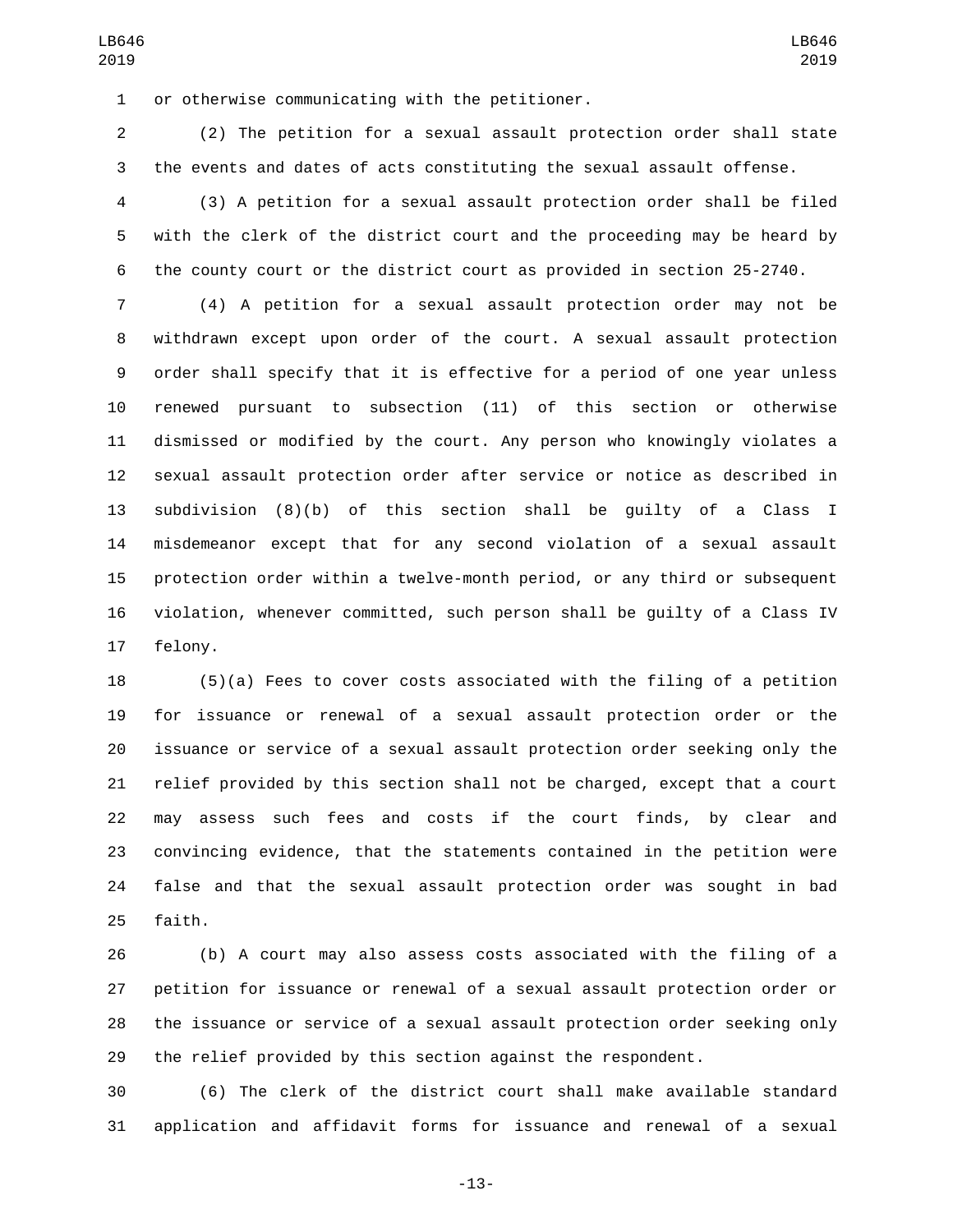or otherwise communicating with the petitioner.

(2) The petition for a sexual assault protection order shall state the events and dates of acts constituting the sexual assault offense.

(3) A petition for a sexual assault protection order shall be filed with the clerk of the district court and the proceeding may be heard by the county court or the district court as provided in section 25-2740.

(4) A petition for a sexual assault protection order may not be withdrawn except upon order of the court. A sexual assault protection order shall specify that it is effective for a period of one year unless renewed pursuant to subsection (11) of this section or otherwise dismissed or modified by the court. Any person who knowingly violates a sexual assault protection order after service or notice as described in subdivision (8)(b) of this section shall be guilty of a Class I misdemeanor except that for any second violation of a sexual assault protection order within a twelve-month period, or any third or subsequent violation, whenever committed, such person shall be guilty of a Class IV felony.

(5)(a) Fees to cover costs associated with the filing of a petition for issuance or renewal of a sexual assault protection order or the issuance or service of a sexual assault protection order seeking only the relief provided by this section shall not be charged, except that a court may assess such fees and costs if the court finds, by clear and convincing evidence, that the statements contained in the petition were false and that the sexual assault protection order was sought in bad faith.

(b) A court may also assess costs associated with the filing of a petition for issuance or renewal of a sexual assault protection order or the issuance or service of a sexual assault protection order seeking only the relief provided by this section against the respondent.

(6) The clerk of the district court shall make available standard application and affidavit forms for issuance and renewal of a sexual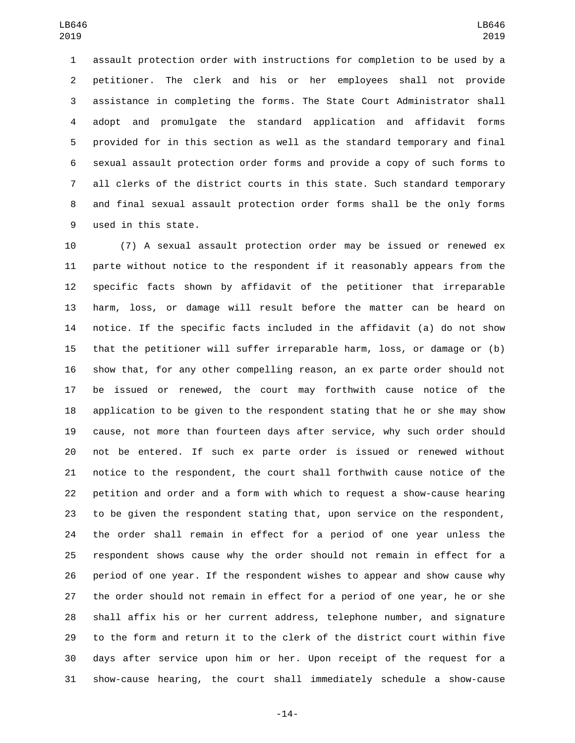assault protection order with instructions for completion to be used by a petitioner. The clerk and his or her employees shall not provide assistance in completing the forms. The State Court Administrator shall adopt and promulgate the standard application and affidavit forms provided for in this section as well as the standard temporary and final sexual assault protection order forms and provide a copy of such forms to all clerks of the district courts in this state. Such standard temporary and final sexual assault protection order forms shall be the only forms used in this state.

(7) A sexual assault protection order may be issued or renewed ex parte without notice to the respondent if it reasonably appears from the specific facts shown by affidavit of the petitioner that irreparable harm, loss, or damage will result before the matter can be heard on notice. If the specific facts included in the affidavit (a) do not show that the petitioner will suffer irreparable harm, loss, or damage or (b) show that, for any other compelling reason, an ex parte order should not be issued or renewed, the court may forthwith cause notice of the application to be given to the respondent stating that he or she may show cause, not more than fourteen days after service, why such order should not be entered. If such ex parte order is issued or renewed without notice to the respondent, the court shall forthwith cause notice of the petition and order and a form with which to request a show-cause hearing to be given the respondent stating that, upon service on the respondent, the order shall remain in effect for a period of one year unless the respondent shows cause why the order should not remain in effect for a period of one year. If the respondent wishes to appear and show cause why the order should not remain in effect for a period of one year, he or she shall affix his or her current address, telephone number, and signature to the form and return it to the clerk of the district court within five days after service upon him or her. Upon receipt of the request for a show-cause hearing, the court shall immediately schedule a show-cause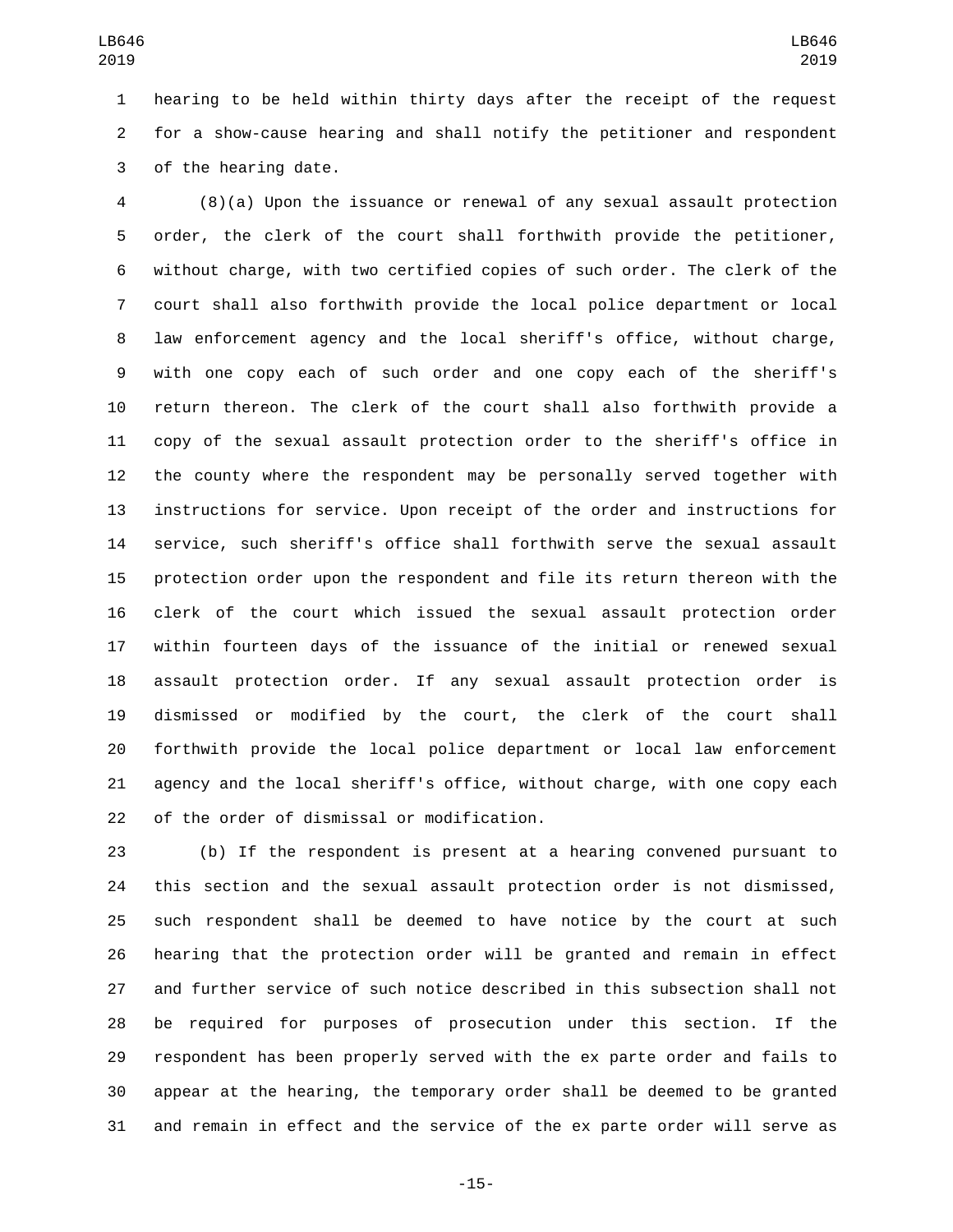hearing to be held within thirty days after the receipt of the request for a show-cause hearing and shall notify the petitioner and respondent of the hearing date.

(8)(a) Upon the issuance or renewal of any sexual assault protection order, the clerk of the court shall forthwith provide the petitioner, without charge, with two certified copies of such order. The clerk of the court shall also forthwith provide the local police department or local law enforcement agency and the local sheriff's office, without charge, with one copy each of such order and one copy each of the sheriff's return thereon. The clerk of the court shall also forthwith provide a copy of the sexual assault protection order to the sheriff's office in the county where the respondent may be personally served together with instructions for service. Upon receipt of the order and instructions for service, such sheriff's office shall forthwith serve the sexual assault protection order upon the respondent and file its return thereon with the clerk of the court which issued the sexual assault protection order within fourteen days of the issuance of the initial or renewed sexual assault protection order. If any sexual assault protection order is dismissed or modified by the court, the clerk of the court shall forthwith provide the local police department or local law enforcement agency and the local sheriff's office, without charge, with one copy each of the order of dismissal or modification.

(b) If the respondent is present at a hearing convened pursuant to this section and the sexual assault protection order is not dismissed, such respondent shall be deemed to have notice by the court at such hearing that the protection order will be granted and remain in effect and further service of such notice described in this subsection shall not be required for purposes of prosecution under this section. If the respondent has been properly served with the ex parte order and fails to appear at the hearing, the temporary order shall be deemed to be granted and remain in effect and the service of the ex parte order will serve as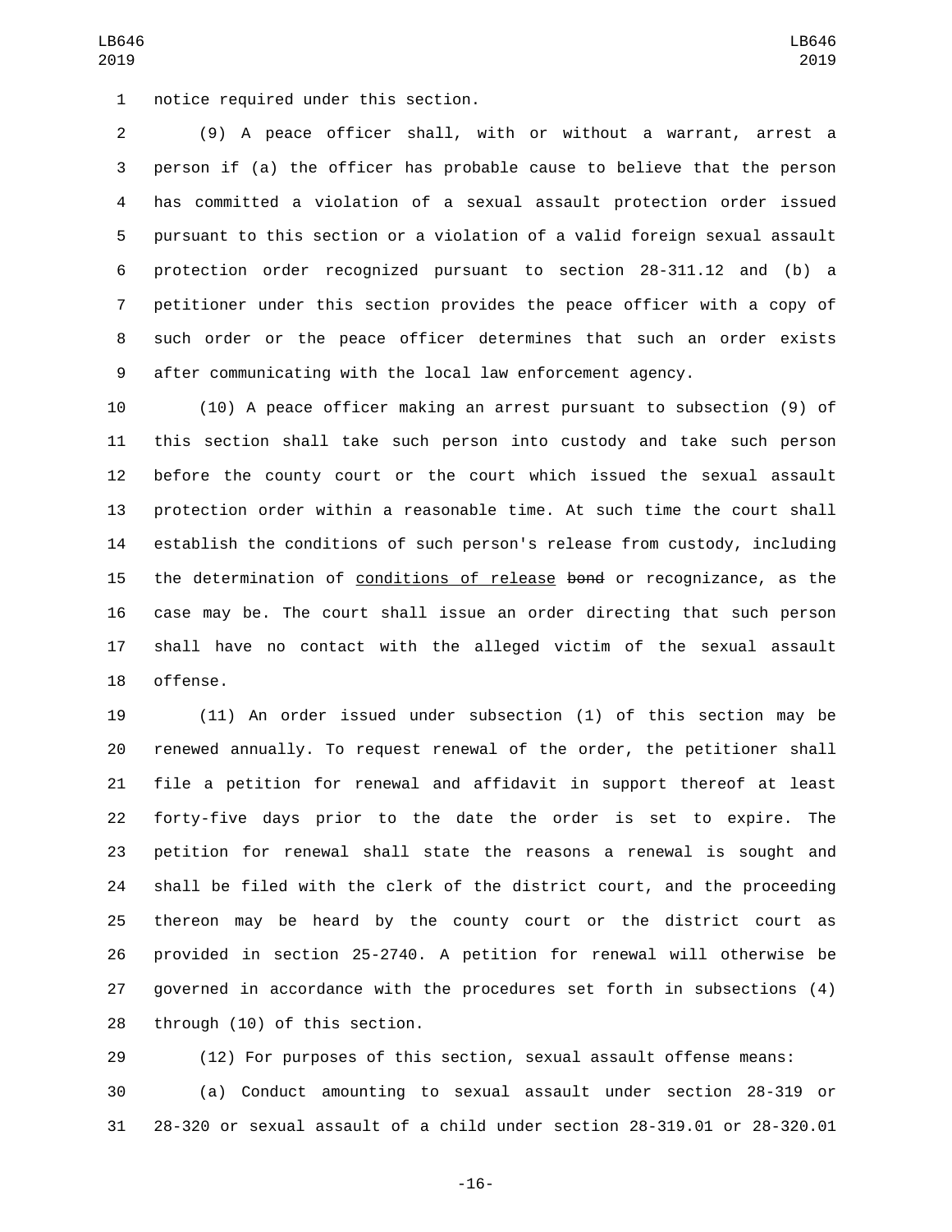notice required under this section.

(9) A peace officer shall, with or without a warrant, arrest a person if (a) the officer has probable cause to believe that the person has committed a violation of a sexual assault protection order issued pursuant to this section or a violation of a valid foreign sexual assault protection order recognized pursuant to section 28-311.12 and (b) a petitioner under this section provides the peace officer with a copy of such order or the peace officer determines that such an order exists after communicating with the local law enforcement agency.

(10) A peace officer making an arrest pursuant to subsection (9) of this section shall take such person into custody and take such person before the county court or the court which issued the sexual assault protection order within a reasonable time. At such time the court shall establish the conditions of such person's release from custody, including the determination of <u>conditions of release</u> ~~bond~~ or recognizance, as the case may be. The court shall issue an order directing that such person shall have no contact with the alleged victim of the sexual assault offense.

(11) An order issued under subsection (1) of this section may be renewed annually. To request renewal of the order, the petitioner shall file a petition for renewal and affidavit in support thereof at least forty-five days prior to the date the order is set to expire. The petition for renewal shall state the reasons a renewal is sought and shall be filed with the clerk of the district court, and the proceeding thereon may be heard by the county court or the district court as provided in section 25-2740. A petition for renewal will otherwise be governed in accordance with the procedures set forth in subsections (4) through (10) of this section.

(12) For purposes of this section, sexual assault offense means:

(a) Conduct amounting to sexual assault under section 28-319 or 28-320 or sexual assault of a child under section 28-319.01 or 28-320.01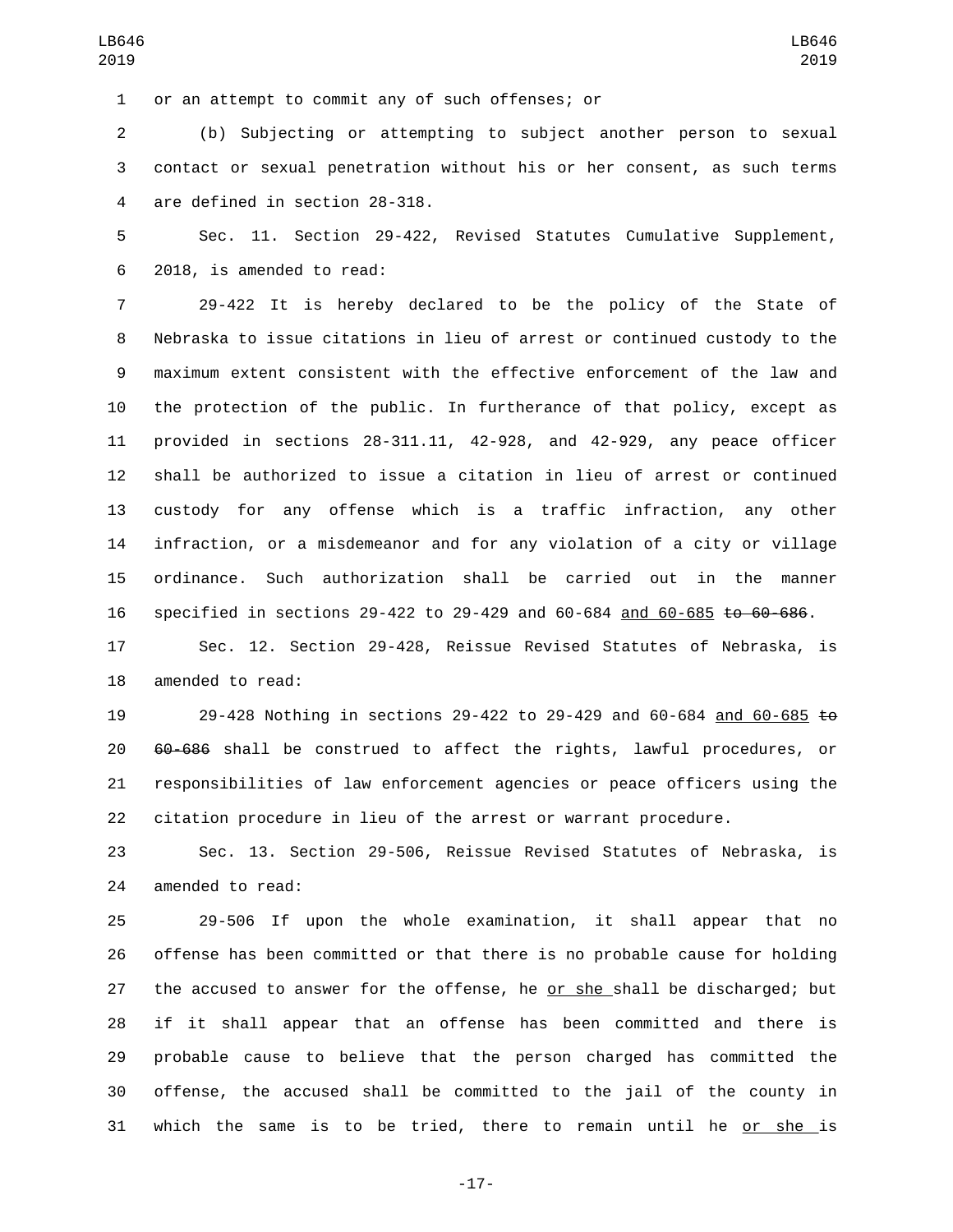or an attempt to commit any of such offenses; or

(b) Subjecting or attempting to subject another person to sexual contact or sexual penetration without his or her consent, as such terms are defined in section 28-318.

Sec. 11. Section 29-422, Revised Statutes Cumulative Supplement, 2018, is amended to read:

29-422 It is hereby declared to be the policy of the State of Nebraska to issue citations in lieu of arrest or continued custody to the maximum extent consistent with the effective enforcement of the law and the protection of the public. In furtherance of that policy, except as provided in sections 28-311.11, 42-928, and 42-929, any peace officer shall be authorized to issue a citation in lieu of arrest or continued custody for any offense which is a traffic infraction, any other infraction, or a misdemeanor and for any violation of a city or village ordinance. Such authorization shall be carried out in the manner specified in sections 29-422 to 29-429 and 60-684 and 60-685 ~~to 60-686~~.

Sec. 12. Section 29-428, Reissue Revised Statutes of Nebraska, is amended to read:

29-428 Nothing in sections 29-422 to 29-429 and 60-684 and 60-685 ~~to 60-686~~ shall be construed to affect the rights, lawful procedures, or responsibilities of law enforcement agencies or peace officers using the citation procedure in lieu of the arrest or warrant procedure.

Sec. 13. Section 29-506, Reissue Revised Statutes of Nebraska, is amended to read:

29-506 If upon the whole examination, it shall appear that no offense has been committed or that there is no probable cause for holding the accused to answer for the offense, he or she shall be discharged; but if it shall appear that an offense has been committed and there is probable cause to believe that the person charged has committed the offense, the accused shall be committed to the jail of the county in which the same is to be tried, there to remain until he or she is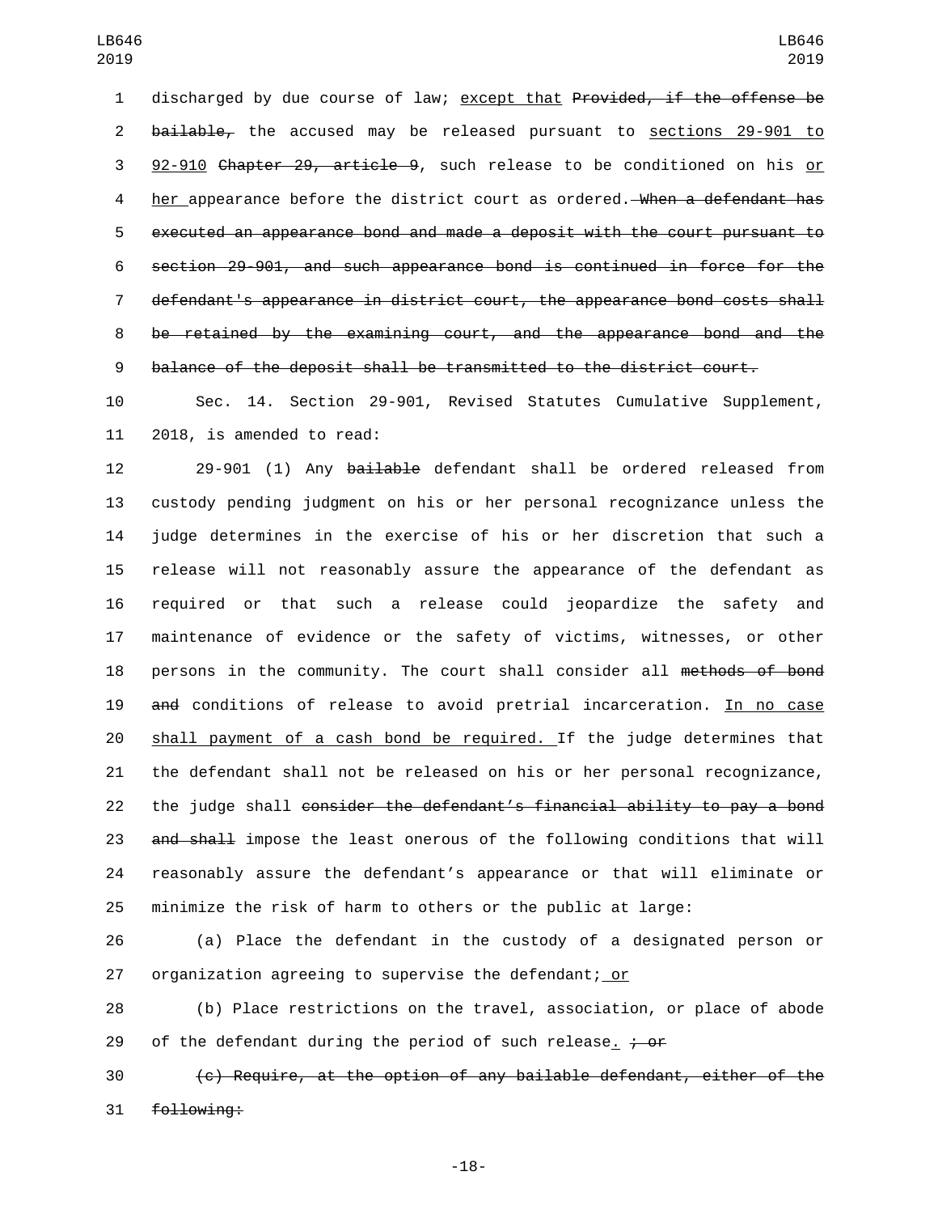discharged by due course of law; except that ~~Provided, if the offense be bailable,~~ the accused may be released pursuant to sections 29-901 to 92-910 ~~Chapter 29, article 9~~, such release to be conditioned on his or her appearance before the district court as ordered. ~~When a defendant has executed an appearance bond and made a deposit with the court pursuant to section 29-901, and such appearance bond is continued in force for the defendant's appearance in district court, the appearance bond costs shall be retained by the examining court, and the appearance bond and the balance of the deposit shall be transmitted to the district court.~~

Sec. 14. Section 29-901, Revised Statutes Cumulative Supplement, 2018, is amended to read:

29-901 (1) Any ~~bailable~~ defendant shall be ordered released from custody pending judgment on his or her personal recognizance unless the judge determines in the exercise of his or her discretion that such a release will not reasonably assure the appearance of the defendant as required or that such a release could jeopardize the safety and maintenance of evidence or the safety of victims, witnesses, or other persons in the community. The court shall consider all ~~methods of bond and~~ conditions of release to avoid pretrial incarceration. In no case shall payment of a cash bond be required. If the judge determines that the defendant shall not be released on his or her personal recognizance, the judge shall ~~consider the defendant's financial ability to pay a bond and shall~~ impose the least onerous of the following conditions that will reasonably assure the defendant's appearance or that will eliminate or minimize the risk of harm to others or the public at large:

(a) Place the defendant in the custody of a designated person or organization agreeing to supervise the defendant; or

(b) Place restrictions on the travel, association, or place of abode of the defendant during the period of such release. ~~; or~~

~~(c) Require, at the option of any bailable defendant, either of the following:~~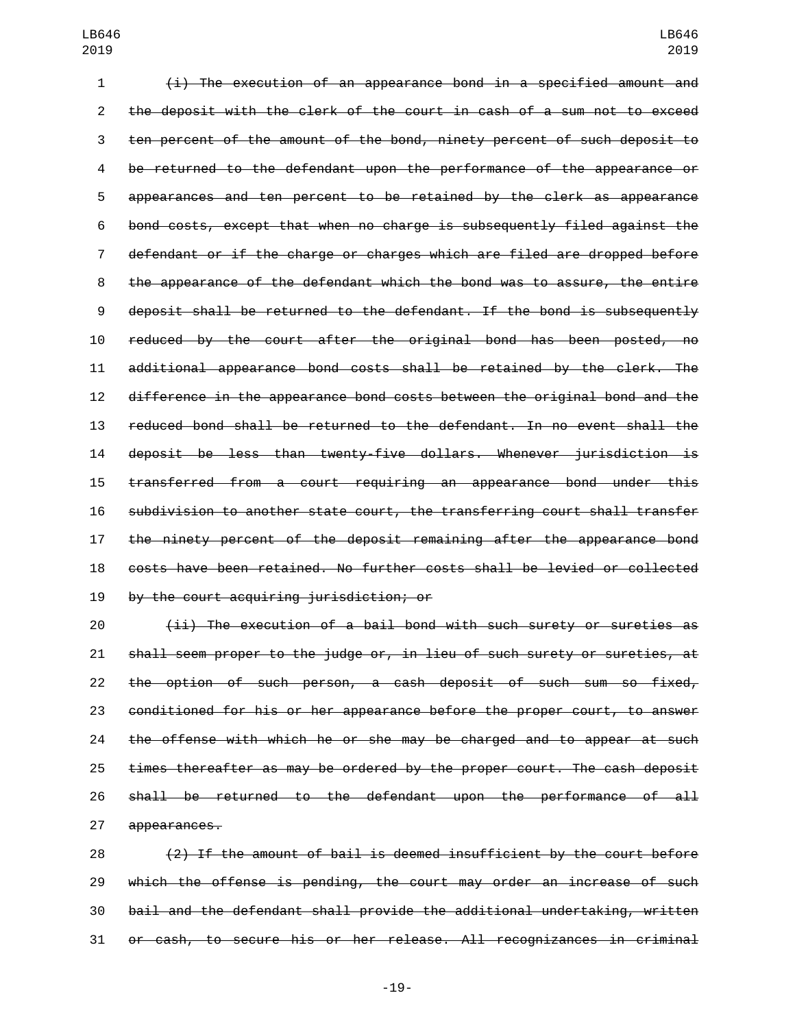~~(i) The execution of an appearance bond in a specified amount and the deposit with the clerk of the court in cash of a sum not to exceed ten percent of the amount of the bond, ninety percent of such deposit to be returned to the defendant upon the performance of the appearance or appearances and ten percent to be retained by the clerk as appearance bond costs, except that when no charge is subsequently filed against the defendant or if the charge or charges which are filed are dropped before the appearance of the defendant which the bond was to assure, the entire deposit shall be returned to the defendant. If the bond is subsequently reduced by the court after the original bond has been posted, no additional appearance bond costs shall be retained by the clerk. The difference in the appearance bond costs between the original bond and the reduced bond shall be returned to the defendant. In no event shall the deposit be less than twenty-five dollars. Whenever jurisdiction is transferred from a court requiring an appearance bond under this subdivision to another state court, the transferring court shall transfer the ninety percent of the deposit remaining after the appearance bond costs have been retained. No further costs shall be levied or collected by the court acquiring jurisdiction; or~~

~~(ii) The execution of a bail bond with such surety or sureties as shall seem proper to the judge or, in lieu of such surety or sureties, at the option of such person, a cash deposit of such sum so fixed, conditioned for his or her appearance before the proper court, to answer the offense with which he or she may be charged and to appear at such times thereafter as may be ordered by the proper court. The cash deposit shall be returned to the defendant upon the performance of all appearances.~~

~~(2) If the amount of bail is deemed insufficient by the court before which the offense is pending, the court may order an increase of such bail and the defendant shall provide the additional undertaking, written or cash, to secure his or her release. All recognizances in criminal~~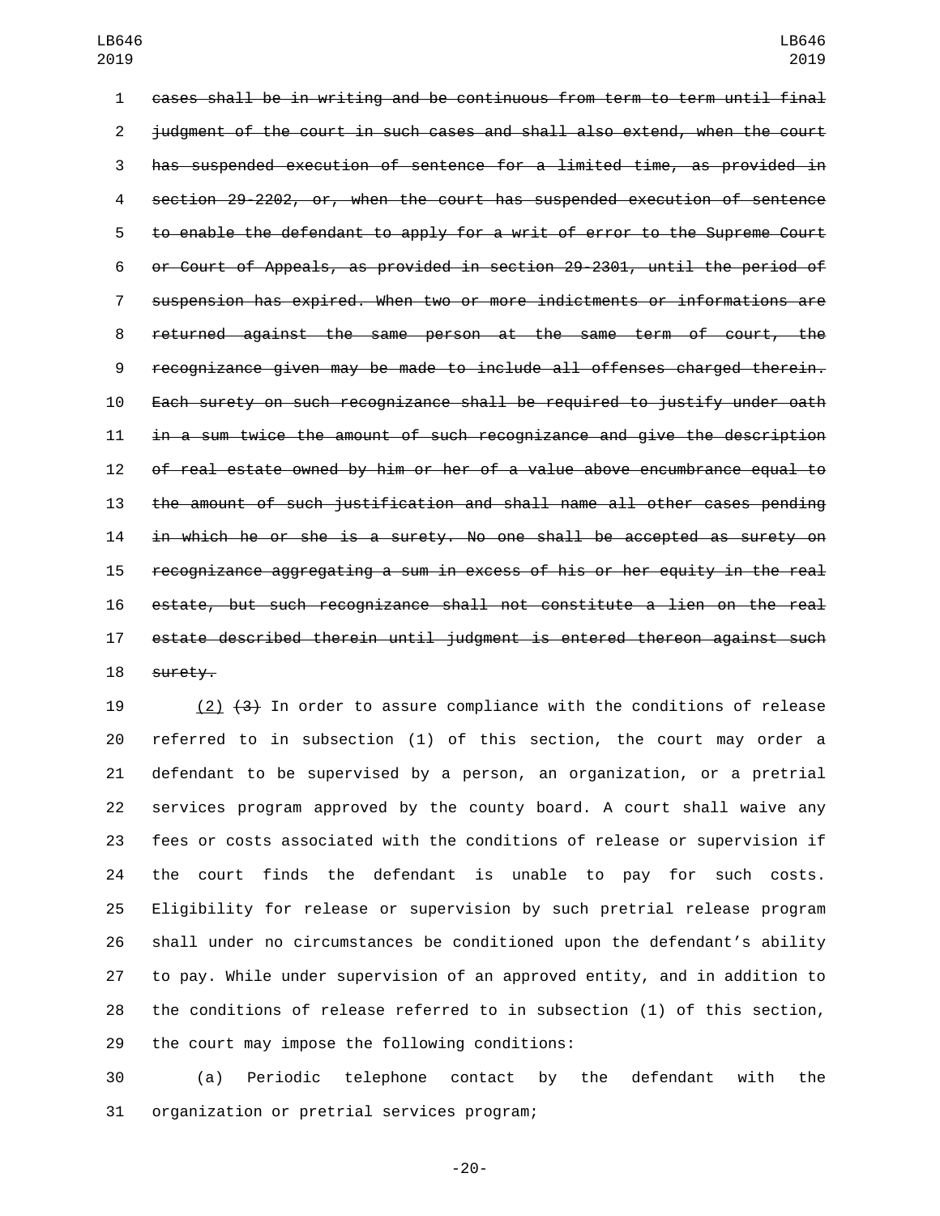~~cases shall be in writing and be continuous from term to term until final judgment of the court in such cases and shall also extend, when the court has suspended execution of sentence for a limited time, as provided in section 29-2202, or, when the court has suspended execution of sentence to enable the defendant to apply for a writ of error to the Supreme Court or Court of Appeals, as provided in section 29-2301, until the period of suspension has expired. When two or more indictments or informations are returned against the same person at the same term of court, the recognizance given may be made to include all offenses charged therein. Each surety on such recognizance shall be required to justify under oath in a sum twice the amount of such recognizance and give the description of real estate owned by him or her of a value above encumbrance equal to the amount of such justification and shall name all other cases pending in which he or she is a surety. No one shall be accepted as surety on recognizance aggregating a sum in excess of his or her equity in the real estate, but such recognizance shall not constitute a lien on the real estate described therein until judgment is entered thereon against such surety.~~

<u>(2)</u> ~~(3)~~ In order to assure compliance with the conditions of release referred to in subsection (1) of this section, the court may order a defendant to be supervised by a person, an organization, or a pretrial services program approved by the county board. A court shall waive any fees or costs associated with the conditions of release or supervision if the court finds the defendant is unable to pay for such costs. Eligibility for release or supervision by such pretrial release program shall under no circumstances be conditioned upon the defendant's ability to pay. While under supervision of an approved entity, and in addition to the conditions of release referred to in subsection (1) of this section, the court may impose the following conditions:

(a) Periodic telephone contact by the defendant with the organization or pretrial services program;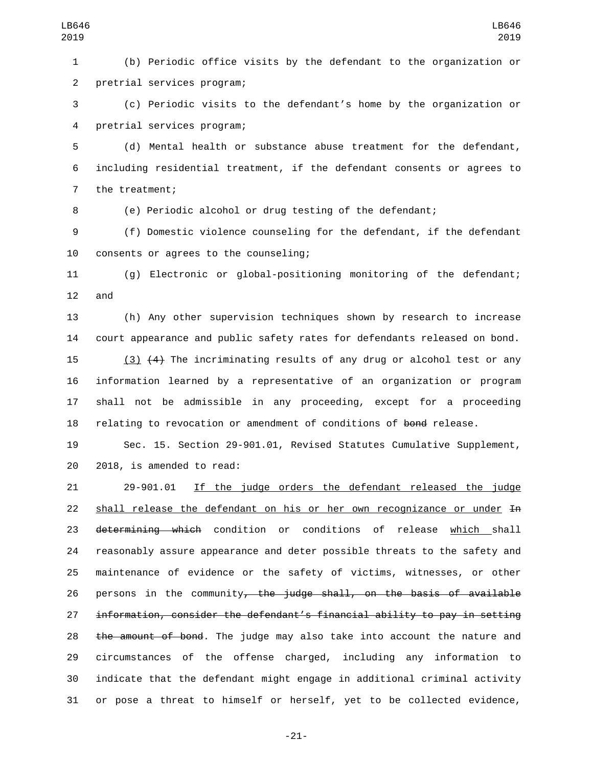(b) Periodic office visits by the defendant to the organization or pretrial services program;

(c) Periodic visits to the defendant's home by the organization or pretrial services program;

(d) Mental health or substance abuse treatment for the defendant, including residential treatment, if the defendant consents or agrees to the treatment;

(e) Periodic alcohol or drug testing of the defendant;

(f) Domestic violence counseling for the defendant, if the defendant consents or agrees to the counseling;

(g) Electronic or global-positioning monitoring of the defendant; and

(h) Any other supervision techniques shown by research to increase court appearance and public safety rates for defendants released on bond.

<u>(3)</u> ~~(4)~~ The incriminating results of any drug or alcohol test or any information learned by a representative of an organization or program shall not be admissible in any proceeding, except for a proceeding relating to revocation or amendment of conditions of ~~bond~~ release.

Sec. 15. Section 29-901.01, Revised Statutes Cumulative Supplement, 2018, is amended to read:

29-901.01 <u>If the judge orders the defendant released the judge shall release the defendant on his or her own recognizance or under</u> ~~In determining which~~ condition or conditions of release <u>which</u> shall reasonably assure appearance and deter possible threats to the safety and maintenance of evidence or the safety of victims, witnesses, or other persons in the community~~, the judge shall, on the basis of available information, consider the defendant's financial ability to pay in setting the amount of bond~~. The judge may also take into account the nature and circumstances of the offense charged, including any information to indicate that the defendant might engage in additional criminal activity or pose a threat to himself or herself, yet to be collected evidence,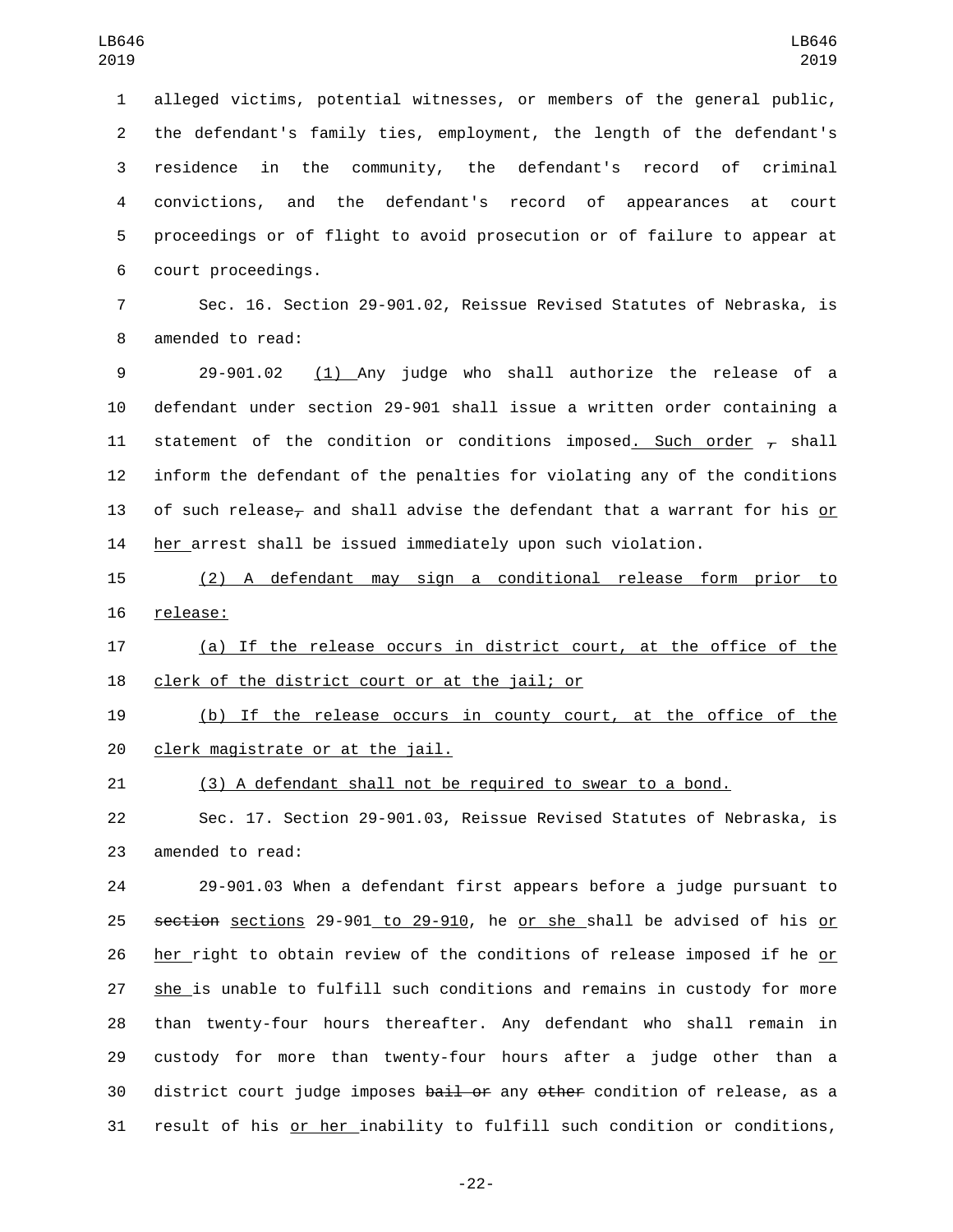alleged victims, potential witnesses, or members of the general public, the defendant's family ties, employment, the length of the defendant's residence in the community, the defendant's record of criminal convictions, and the defendant's record of appearances at court proceedings or of flight to avoid prosecution or of failure to appear at court proceedings.

Sec. 16. Section 29-901.02, Reissue Revised Statutes of Nebraska, is amended to read:

29-901.02 (1) Any judge who shall authorize the release of a defendant under section 29-901 shall issue a written order containing a statement of the condition or conditions imposed. Such order ~~,~~ shall inform the defendant of the penalties for violating any of the conditions of such release~~,~~ and shall advise the defendant that a warrant for his or her arrest shall be issued immediately upon such violation.

(2) A defendant may sign a conditional release form prior to release:

(a) If the release occurs in district court, at the office of the clerk of the district court or at the jail; or

(b) If the release occurs in county court, at the office of the clerk magistrate or at the jail.

(3) A defendant shall not be required to swear to a bond.

Sec. 17. Section 29-901.03, Reissue Revised Statutes of Nebraska, is amended to read:

29-901.03 When a defendant first appears before a judge pursuant to ~~section~~ sections 29-901 to 29-910, he or she shall be advised of his or her right to obtain review of the conditions of release imposed if he or she is unable to fulfill such conditions and remains in custody for more than twenty-four hours thereafter. Any defendant who shall remain in custody for more than twenty-four hours after a judge other than a district court judge imposes ~~bail or~~ any ~~other~~ condition of release, as a result of his or her inability to fulfill such condition or conditions,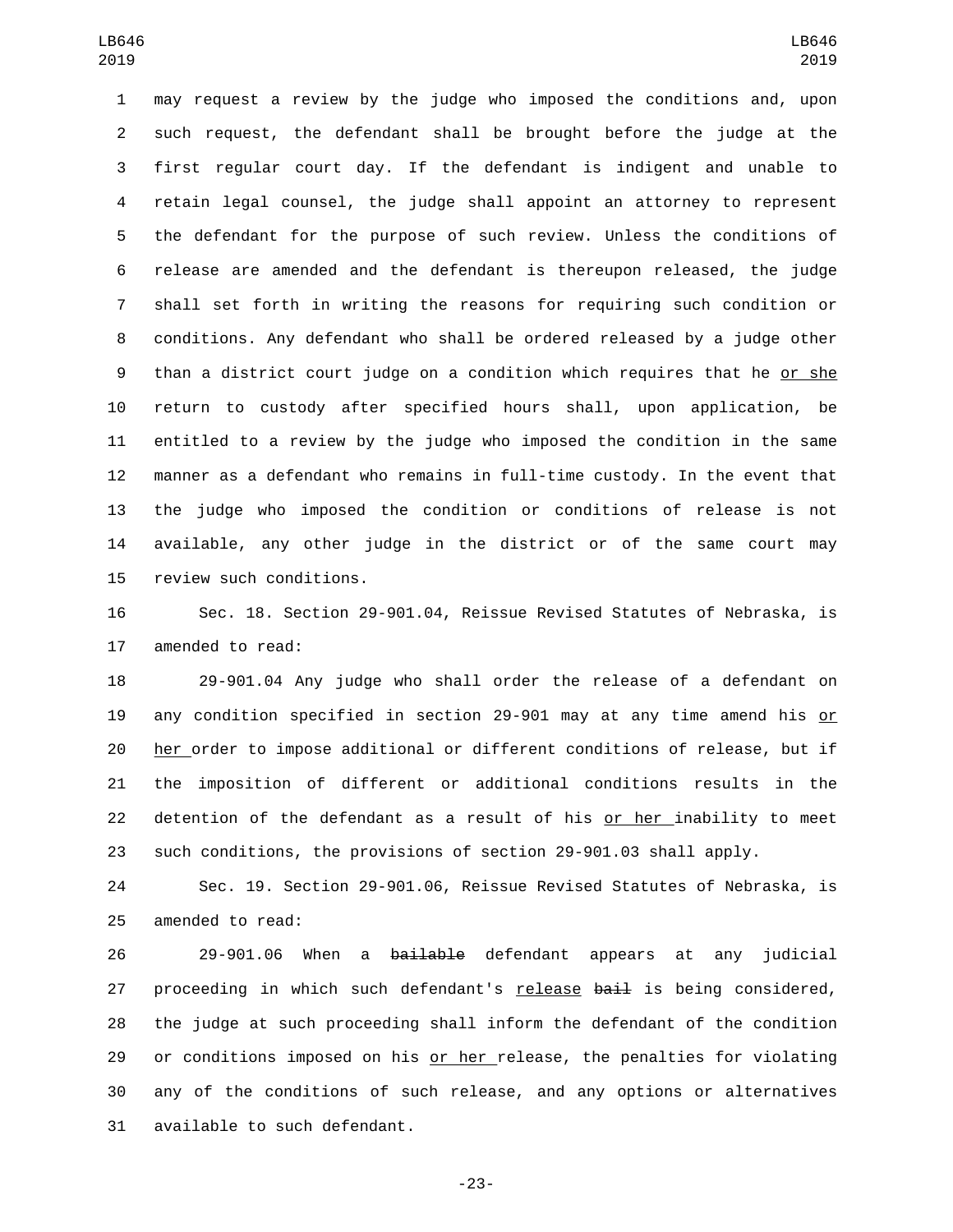may request a review by the judge who imposed the conditions and, upon such request, the defendant shall be brought before the judge at the first regular court day. If the defendant is indigent and unable to retain legal counsel, the judge shall appoint an attorney to represent the defendant for the purpose of such review. Unless the conditions of release are amended and the defendant is thereupon released, the judge shall set forth in writing the reasons for requiring such condition or conditions. Any defendant who shall be ordered released by a judge other than a district court judge on a condition which requires that he <u>or she</u> return to custody after specified hours shall, upon application, be entitled to a review by the judge who imposed the condition in the same manner as a defendant who remains in full-time custody. In the event that the judge who imposed the condition or conditions of release is not available, any other judge in the district or of the same court may review such conditions.

Sec. 18. Section 29-901.04, Reissue Revised Statutes of Nebraska, is amended to read:

29-901.04 Any judge who shall order the release of a defendant on any condition specified in section 29-901 may at any time amend his <u>or her</u> order to impose additional or different conditions of release, but if the imposition of different or additional conditions results in the detention of the defendant as a result of his <u>or her</u> inability to meet such conditions, the provisions of section 29-901.03 shall apply.

Sec. 19. Section 29-901.06, Reissue Revised Statutes of Nebraska, is amended to read:

29-901.06 When a ~~bailable~~ defendant appears at any judicial proceeding in which such defendant's <u>release</u> ~~bail~~ is being considered, the judge at such proceeding shall inform the defendant of the condition or conditions imposed on his <u>or her</u> release, the penalties for violating any of the conditions of such release, and any options or alternatives available to such defendant.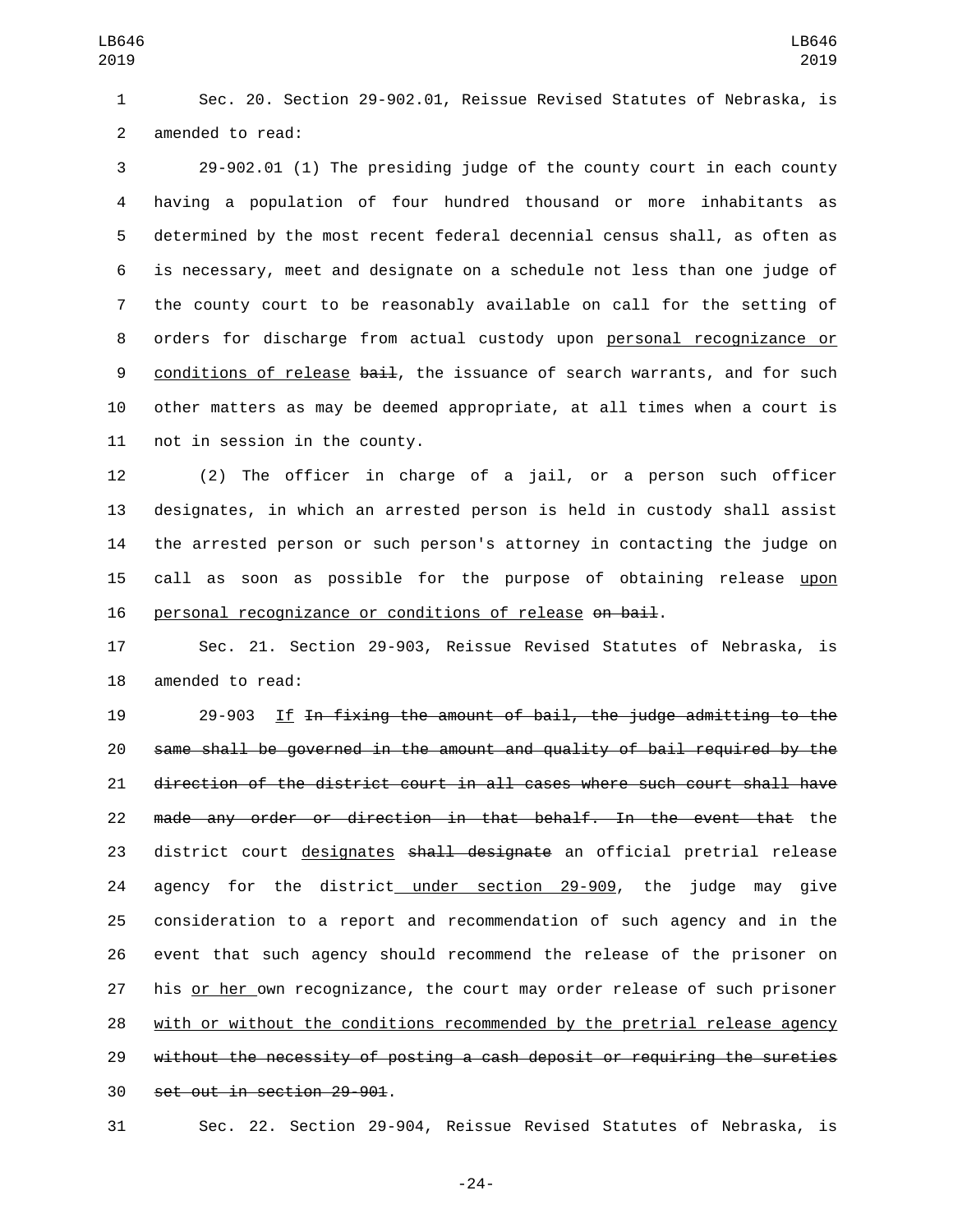Sec. 20. Section 29-902.01, Reissue Revised Statutes of Nebraska, is amended to read:

29-902.01 (1) The presiding judge of the county court in each county having a population of four hundred thousand or more inhabitants as determined by the most recent federal decennial census shall, as often as is necessary, meet and designate on a schedule not less than one judge of the county court to be reasonably available on call for the setting of orders for discharge from actual custody upon <u>personal recognizance or conditions of release</u> ~~bail~~, the issuance of search warrants, and for such other matters as may be deemed appropriate, at all times when a court is not in session in the county.

(2) The officer in charge of a jail, or a person such officer designates, in which an arrested person is held in custody shall assist the arrested person or such person's attorney in contacting the judge on call as soon as possible for the purpose of obtaining release <u>upon personal recognizance or conditions of release</u> ~~on bail~~.

Sec. 21. Section 29-903, Reissue Revised Statutes of Nebraska, is amended to read:

29-903 <u>If</u> ~~In fixing the amount of bail, the judge admitting to the same shall be governed in the amount and quality of bail required by the direction of the district court in all cases where such court shall have made any order or direction in that behalf. In the event that~~ the district court <u>designates</u> ~~shall designate~~ an official pretrial release agency for the district<u> under section 29-909</u>, the judge may give consideration to a report and recommendation of such agency and in the event that such agency should recommend the release of the prisoner on his <u>or her </u>own recognizance, the court may order release of such prisoner <u>with or without the conditions recommended by the pretrial release agency</u> ~~without the necessity of posting a cash deposit or requiring the sureties set out in section 29-901~~.

Sec. 22. Section 29-904, Reissue Revised Statutes of Nebraska, is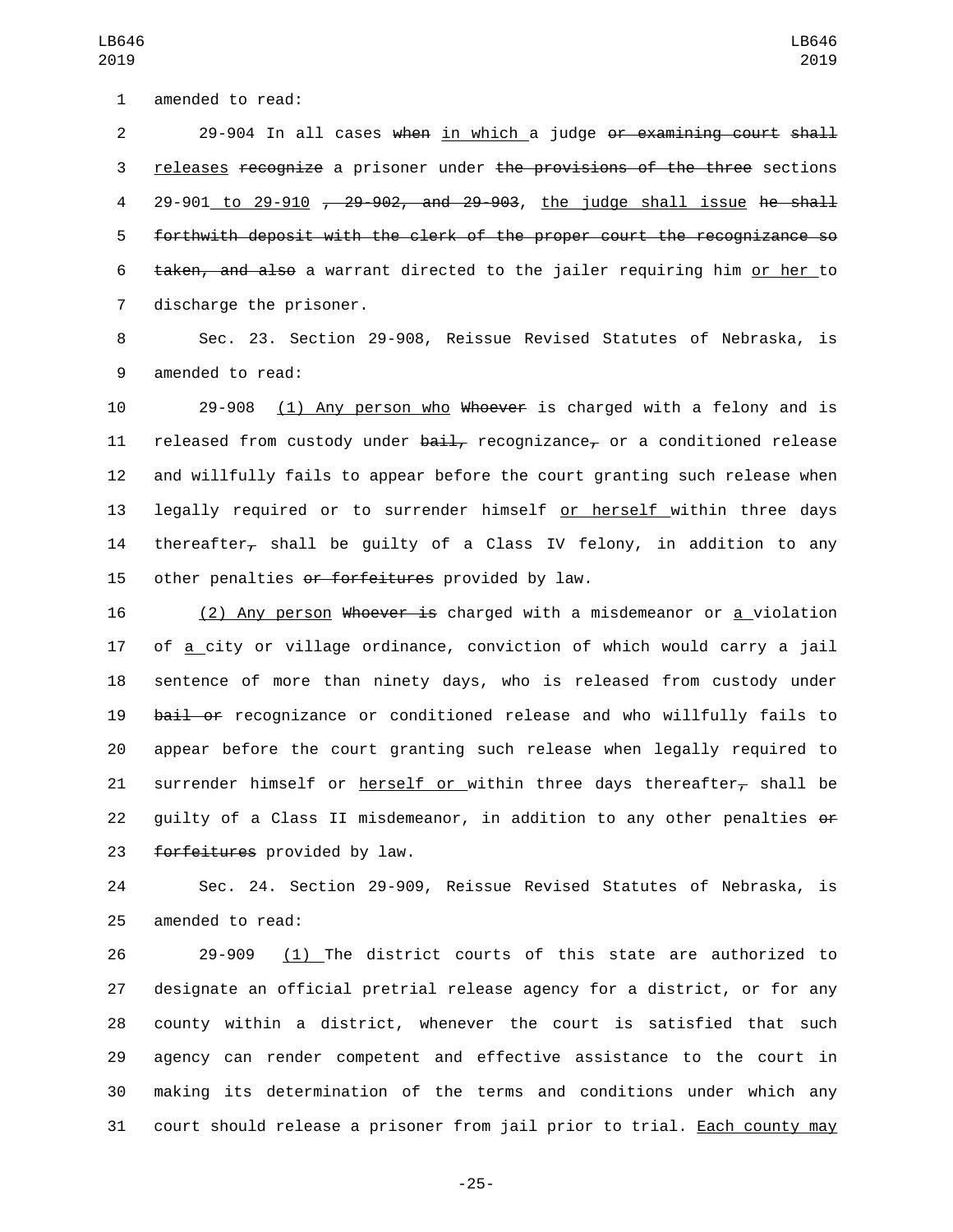amended to read:

29-904 In all cases ~~when~~ in which a judge ~~or examining court shall~~ releases ~~recognize~~ a prisoner under ~~the provisions of the three~~ sections 29-901 to 29-910 ~~, 29-902, and 29-903~~, the judge shall issue ~~he shall forthwith deposit with the clerk of the proper court the recognizance so taken, and also~~ a warrant directed to the jailer requiring him or her to discharge the prisoner.

Sec. 23. Section 29-908, Reissue Revised Statutes of Nebraska, is amended to read:

29-908 (1) Any person who ~~Whoever~~ is charged with a felony and is released from custody under ~~bail,~~ recognizance~~,~~ or a conditioned release and willfully fails to appear before the court granting such release when legally required or to surrender himself or herself within three days thereafter~~,~~ shall be guilty of a Class IV felony, in addition to any other penalties ~~or forfeitures~~ provided by law.

(2) Any person ~~Whoever is~~ charged with a misdemeanor or a violation of a city or village ordinance, conviction of which would carry a jail sentence of more than ninety days, who is released from custody under ~~bail or~~ recognizance or conditioned release and who willfully fails to appear before the court granting such release when legally required to surrender himself or herself or within three days thereafter~~,~~ shall be guilty of a Class II misdemeanor, in addition to any other penalties ~~or forfeitures~~ provided by law.

Sec. 24. Section 29-909, Reissue Revised Statutes of Nebraska, is amended to read:

29-909 (1) The district courts of this state are authorized to designate an official pretrial release agency for a district, or for any county within a district, whenever the court is satisfied that such agency can render competent and effective assistance to the court in making its determination of the terms and conditions under which any court should release a prisoner from jail prior to trial. Each county may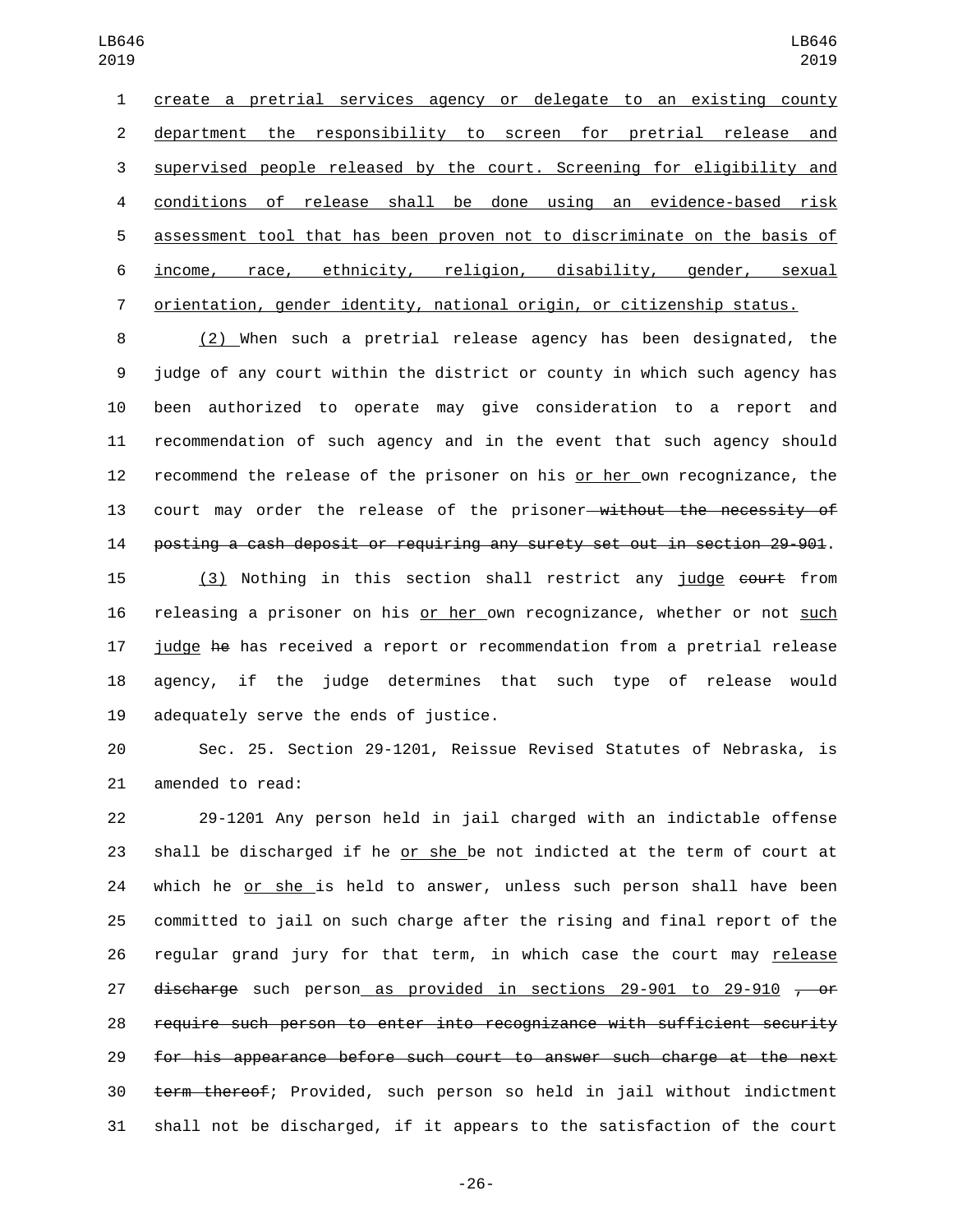create a pretrial services agency or delegate to an existing county department the responsibility to screen for pretrial release and supervised people released by the court. Screening for eligibility and conditions of release shall be done using an evidence-based risk assessment tool that has been proven not to discriminate on the basis of income, race, ethnicity, religion, disability, gender, sexual orientation, gender identity, national origin, or citizenship status.

(2) When such a pretrial release agency has been designated, the judge of any court within the district or county in which such agency has been authorized to operate may give consideration to a report and recommendation of such agency and in the event that such agency should recommend the release of the prisoner on his or her own recognizance, the court may order the release of the prisoner ~~without the necessity of posting a cash deposit or requiring any surety set out in section 29-901~~.

(3) Nothing in this section shall restrict any judge ~~court~~ from releasing a prisoner on his or her own recognizance, whether or not such judge ~~he~~ has received a report or recommendation from a pretrial release agency, if the judge determines that such type of release would adequately serve the ends of justice.

Sec. 25. Section 29-1201, Reissue Revised Statutes of Nebraska, is amended to read:

29-1201 Any person held in jail charged with an indictable offense shall be discharged if he or she be not indicted at the term of court at which he or she is held to answer, unless such person shall have been committed to jail on such charge after the rising and final report of the regular grand jury for that term, in which case the court may release ~~discharge~~ such person as provided in sections 29-901 to 29-910 ~~, or require such person to enter into recognizance with sufficient security for his appearance before such court to answer such charge at the next term thereof~~; Provided, such person so held in jail without indictment shall not be discharged, if it appears to the satisfaction of the court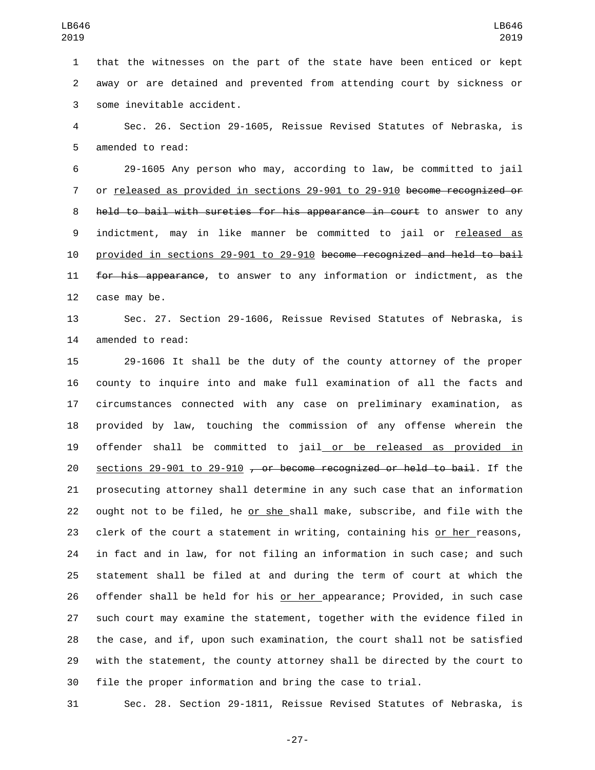that the witnesses on the part of the state have been enticed or kept away or are detained and prevented from attending court by sickness or some inevitable accident.

Sec. 26. Section 29-1605, Reissue Revised Statutes of Nebraska, is amended to read:

29-1605 Any person who may, according to law, be committed to jail or released as provided in sections 29-901 to 29-910 ~~become recognized or held to bail with sureties for his appearance in court~~ to answer to any indictment, may in like manner be committed to jail or released as provided in sections 29-901 to 29-910 ~~become recognized and held to bail for his appearance~~, to answer to any information or indictment, as the case may be.

Sec. 27. Section 29-1606, Reissue Revised Statutes of Nebraska, is amended to read:

29-1606 It shall be the duty of the county attorney of the proper county to inquire into and make full examination of all the facts and circumstances connected with any case on preliminary examination, as provided by law, touching the commission of any offense wherein the offender shall be committed to jail or be released as provided in sections 29-901 to 29-910 ~~, or become recognized or held to bail~~. If the prosecuting attorney shall determine in any such case that an information ought not to be filed, he or she shall make, subscribe, and file with the clerk of the court a statement in writing, containing his or her reasons, in fact and in law, for not filing an information in such case; and such statement shall be filed at and during the term of court at which the offender shall be held for his or her appearance; Provided, in such case such court may examine the statement, together with the evidence filed in the case, and if, upon such examination, the court shall not be satisfied with the statement, the county attorney shall be directed by the court to file the proper information and bring the case to trial.

Sec. 28. Section 29-1811, Reissue Revised Statutes of Nebraska, is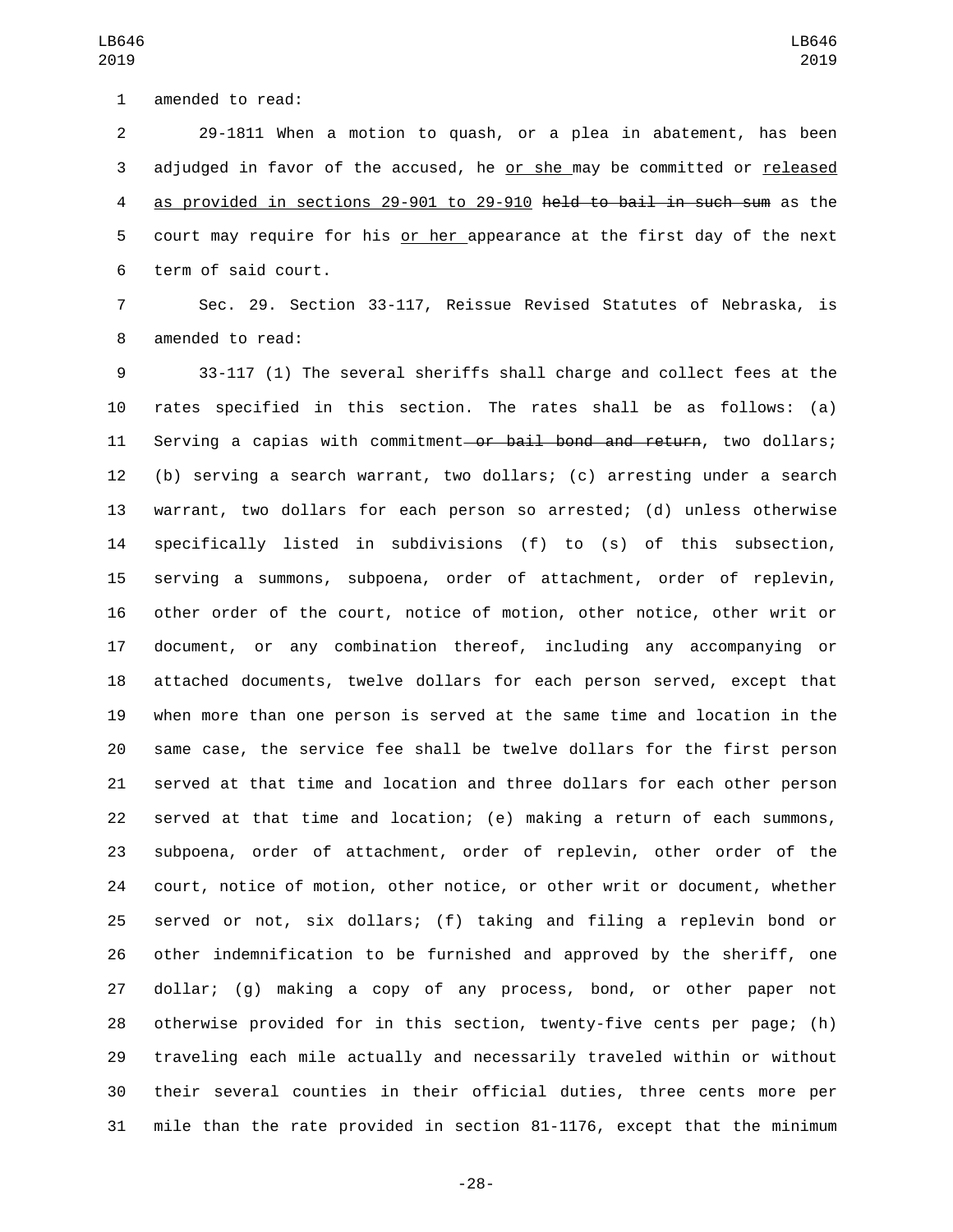amended to read:

29-1811 When a motion to quash, or a plea in abatement, has been adjudged in favor of the accused, he or she may be committed or released as provided in sections 29-901 to 29-910 ~~held to bail in such sum~~ as the court may require for his or her appearance at the first day of the next term of said court.

Sec. 29. Section 33-117, Reissue Revised Statutes of Nebraska, is amended to read:

33-117 (1) The several sheriffs shall charge and collect fees at the rates specified in this section. The rates shall be as follows: (a) Serving a capias with commitment ~~or bail bond and return~~, two dollars; (b) serving a search warrant, two dollars; (c) arresting under a search warrant, two dollars for each person so arrested; (d) unless otherwise specifically listed in subdivisions (f) to (s) of this subsection, serving a summons, subpoena, order of attachment, order of replevin, other order of the court, notice of motion, other notice, other writ or document, or any combination thereof, including any accompanying or attached documents, twelve dollars for each person served, except that when more than one person is served at the same time and location in the same case, the service fee shall be twelve dollars for the first person served at that time and location and three dollars for each other person served at that time and location; (e) making a return of each summons, subpoena, order of attachment, order of replevin, other order of the court, notice of motion, other notice, or other writ or document, whether served or not, six dollars; (f) taking and filing a replevin bond or other indemnification to be furnished and approved by the sheriff, one dollar; (g) making a copy of any process, bond, or other paper not otherwise provided for in this section, twenty-five cents per page; (h) traveling each mile actually and necessarily traveled within or without their several counties in their official duties, three cents more per mile than the rate provided in section 81-1176, except that the minimum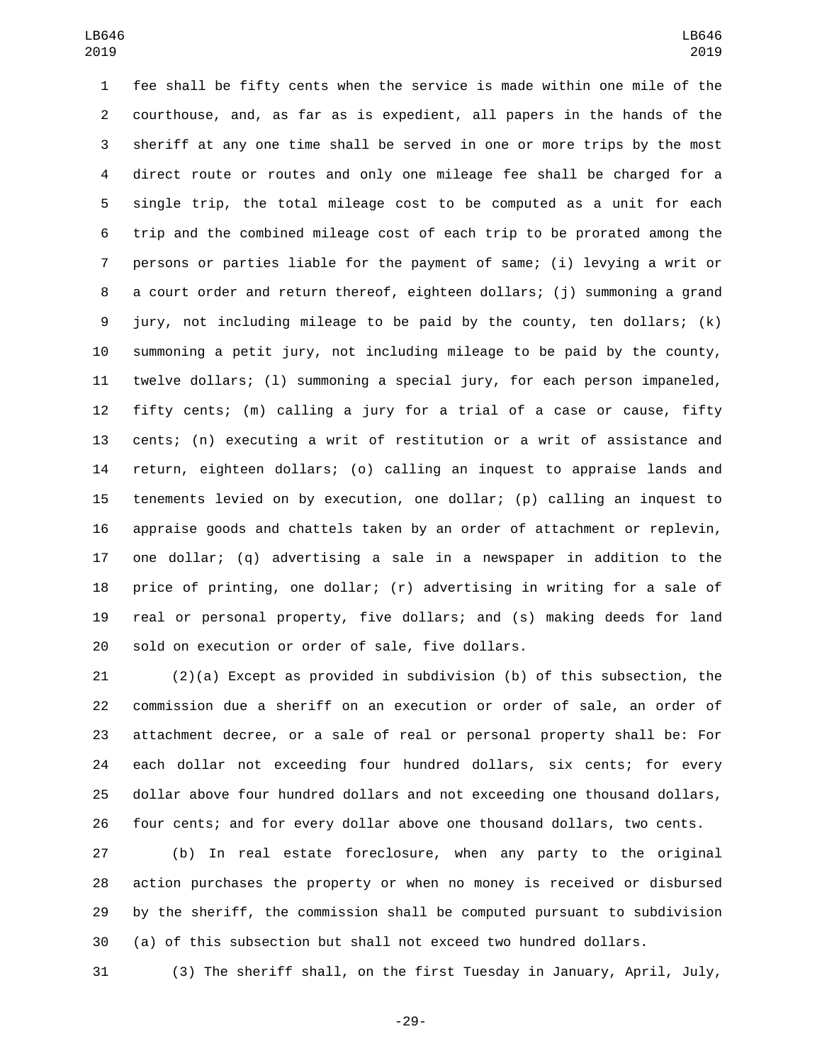fee shall be fifty cents when the service is made within one mile of the courthouse, and, as far as is expedient, all papers in the hands of the sheriff at any one time shall be served in one or more trips by the most direct route or routes and only one mileage fee shall be charged for a single trip, the total mileage cost to be computed as a unit for each trip and the combined mileage cost of each trip to be prorated among the persons or parties liable for the payment of same; (i) levying a writ or a court order and return thereof, eighteen dollars; (j) summoning a grand jury, not including mileage to be paid by the county, ten dollars; (k) summoning a petit jury, not including mileage to be paid by the county, twelve dollars; (l) summoning a special jury, for each person impaneled, fifty cents; (m) calling a jury for a trial of a case or cause, fifty cents; (n) executing a writ of restitution or a writ of assistance and return, eighteen dollars; (o) calling an inquest to appraise lands and tenements levied on by execution, one dollar; (p) calling an inquest to appraise goods and chattels taken by an order of attachment or replevin, one dollar; (q) advertising a sale in a newspaper in addition to the price of printing, one dollar; (r) advertising in writing for a sale of real or personal property, five dollars; and (s) making deeds for land sold on execution or order of sale, five dollars.

(2)(a) Except as provided in subdivision (b) of this subsection, the commission due a sheriff on an execution or order of sale, an order of attachment decree, or a sale of real or personal property shall be: For each dollar not exceeding four hundred dollars, six cents; for every dollar above four hundred dollars and not exceeding one thousand dollars, four cents; and for every dollar above one thousand dollars, two cents.

(b) In real estate foreclosure, when any party to the original action purchases the property or when no money is received or disbursed by the sheriff, the commission shall be computed pursuant to subdivision (a) of this subsection but shall not exceed two hundred dollars.

(3) The sheriff shall, on the first Tuesday in January, April, July,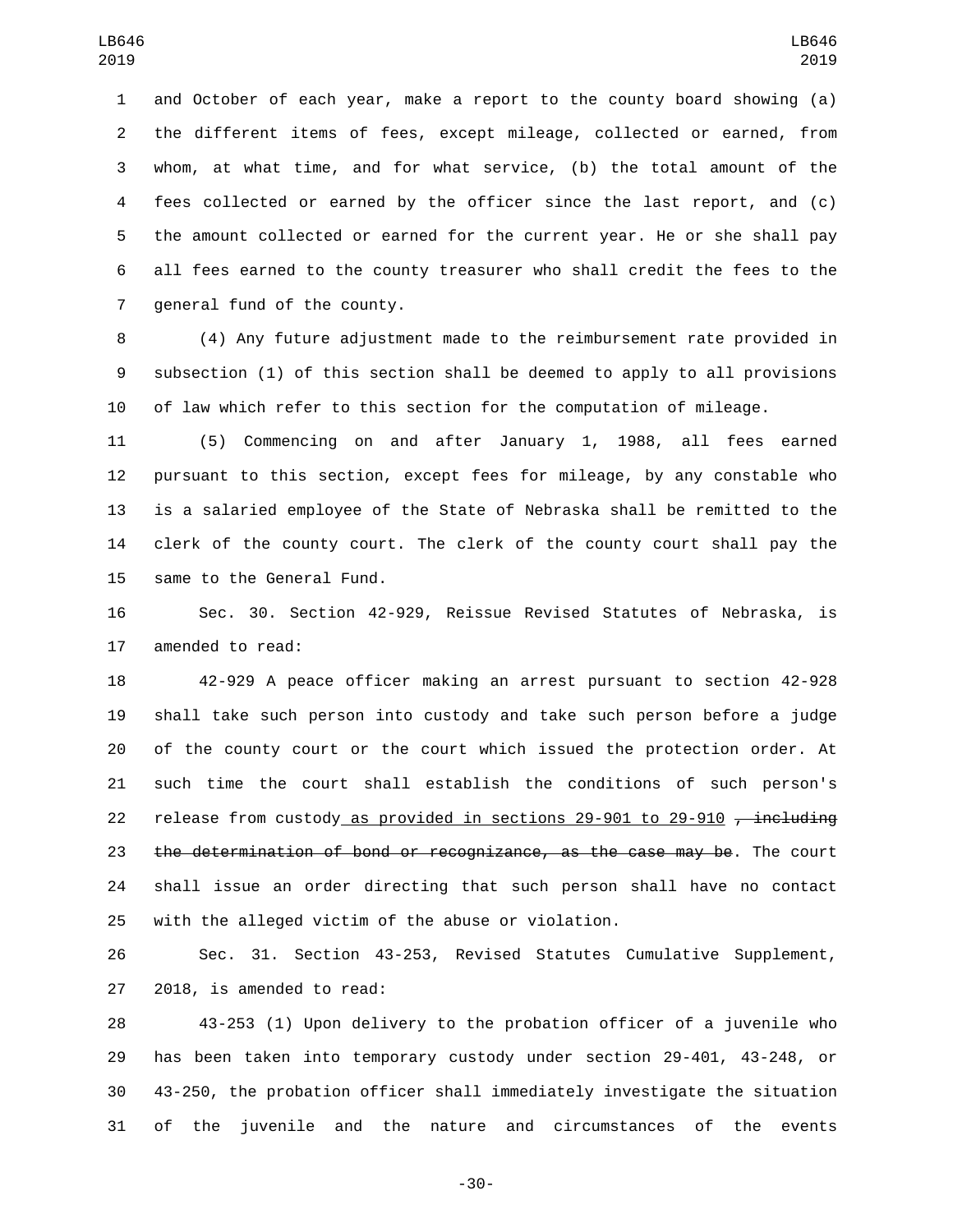and October of each year, make a report to the county board showing (a) the different items of fees, except mileage, collected or earned, from whom, at what time, and for what service, (b) the total amount of the fees collected or earned by the officer since the last report, and (c) the amount collected or earned for the current year. He or she shall pay all fees earned to the county treasurer who shall credit the fees to the general fund of the county.

(4) Any future adjustment made to the reimbursement rate provided in subsection (1) of this section shall be deemed to apply to all provisions of law which refer to this section for the computation of mileage.

(5) Commencing on and after January 1, 1988, all fees earned pursuant to this section, except fees for mileage, by any constable who is a salaried employee of the State of Nebraska shall be remitted to the clerk of the county court. The clerk of the county court shall pay the same to the General Fund.

Sec. 30. Section 42-929, Reissue Revised Statutes of Nebraska, is amended to read:

42-929 A peace officer making an arrest pursuant to section 42-928 shall take such person into custody and take such person before a judge of the county court or the court which issued the protection order. At such time the court shall establish the conditions of such person's release from custody as provided in sections 29-901 to 29-910 ~~, including the determination of bond or recognizance, as the case may be~~. The court shall issue an order directing that such person shall have no contact with the alleged victim of the abuse or violation.

Sec. 31. Section 43-253, Revised Statutes Cumulative Supplement, 2018, is amended to read:

43-253 (1) Upon delivery to the probation officer of a juvenile who has been taken into temporary custody under section 29-401, 43-248, or 43-250, the probation officer shall immediately investigate the situation of the juvenile and the nature and circumstances of the events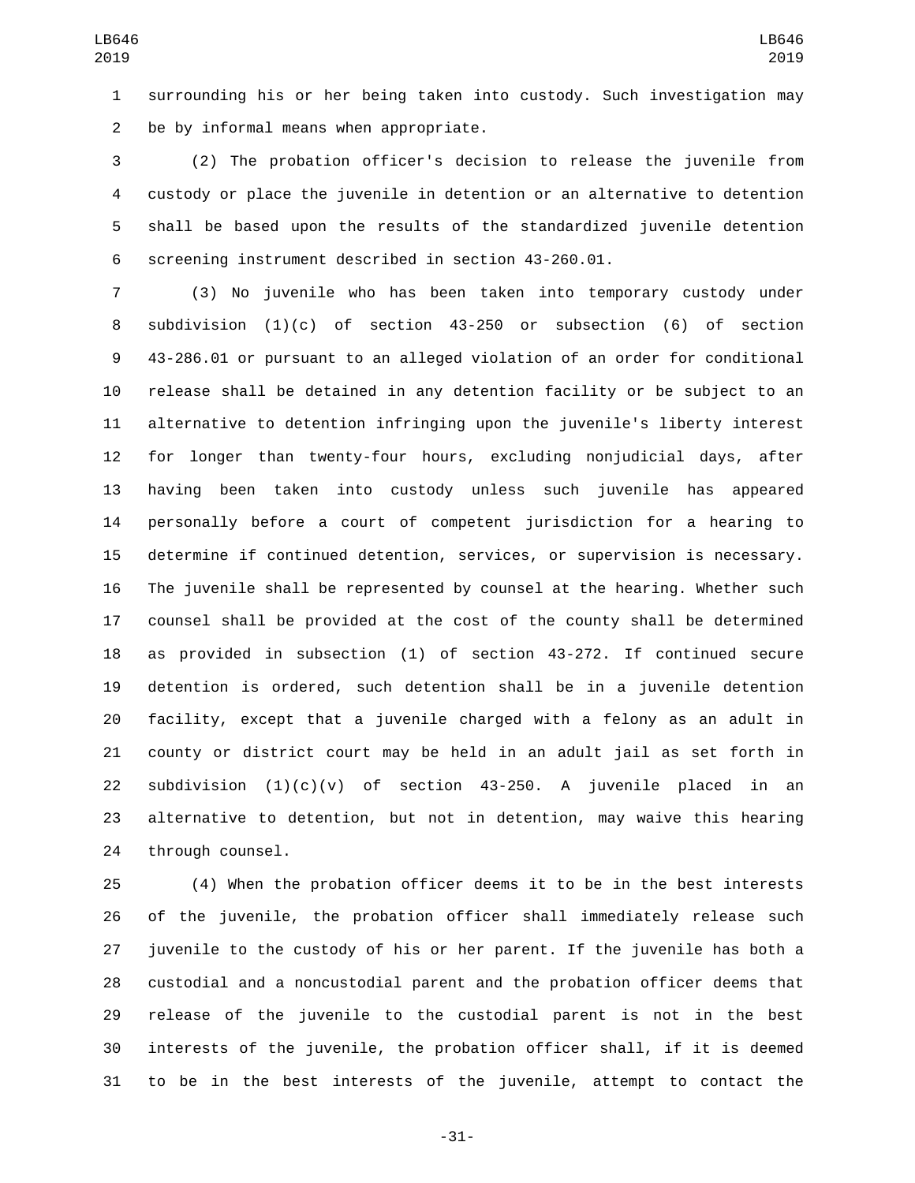surrounding his or her being taken into custody. Such investigation may be by informal means when appropriate.

(2) The probation officer's decision to release the juvenile from custody or place the juvenile in detention or an alternative to detention shall be based upon the results of the standardized juvenile detention screening instrument described in section 43-260.01.

(3) No juvenile who has been taken into temporary custody under subdivision (1)(c) of section 43-250 or subsection (6) of section 43-286.01 or pursuant to an alleged violation of an order for conditional release shall be detained in any detention facility or be subject to an alternative to detention infringing upon the juvenile's liberty interest for longer than twenty-four hours, excluding nonjudicial days, after having been taken into custody unless such juvenile has appeared personally before a court of competent jurisdiction for a hearing to determine if continued detention, services, or supervision is necessary. The juvenile shall be represented by counsel at the hearing. Whether such counsel shall be provided at the cost of the county shall be determined as provided in subsection (1) of section 43-272. If continued secure detention is ordered, such detention shall be in a juvenile detention facility, except that a juvenile charged with a felony as an adult in county or district court may be held in an adult jail as set forth in subdivision (1)(c)(v) of section 43-250. A juvenile placed in an alternative to detention, but not in detention, may waive this hearing through counsel.

(4) When the probation officer deems it to be in the best interests of the juvenile, the probation officer shall immediately release such juvenile to the custody of his or her parent. If the juvenile has both a custodial and a noncustodial parent and the probation officer deems that release of the juvenile to the custodial parent is not in the best interests of the juvenile, the probation officer shall, if it is deemed to be in the best interests of the juvenile, attempt to contact the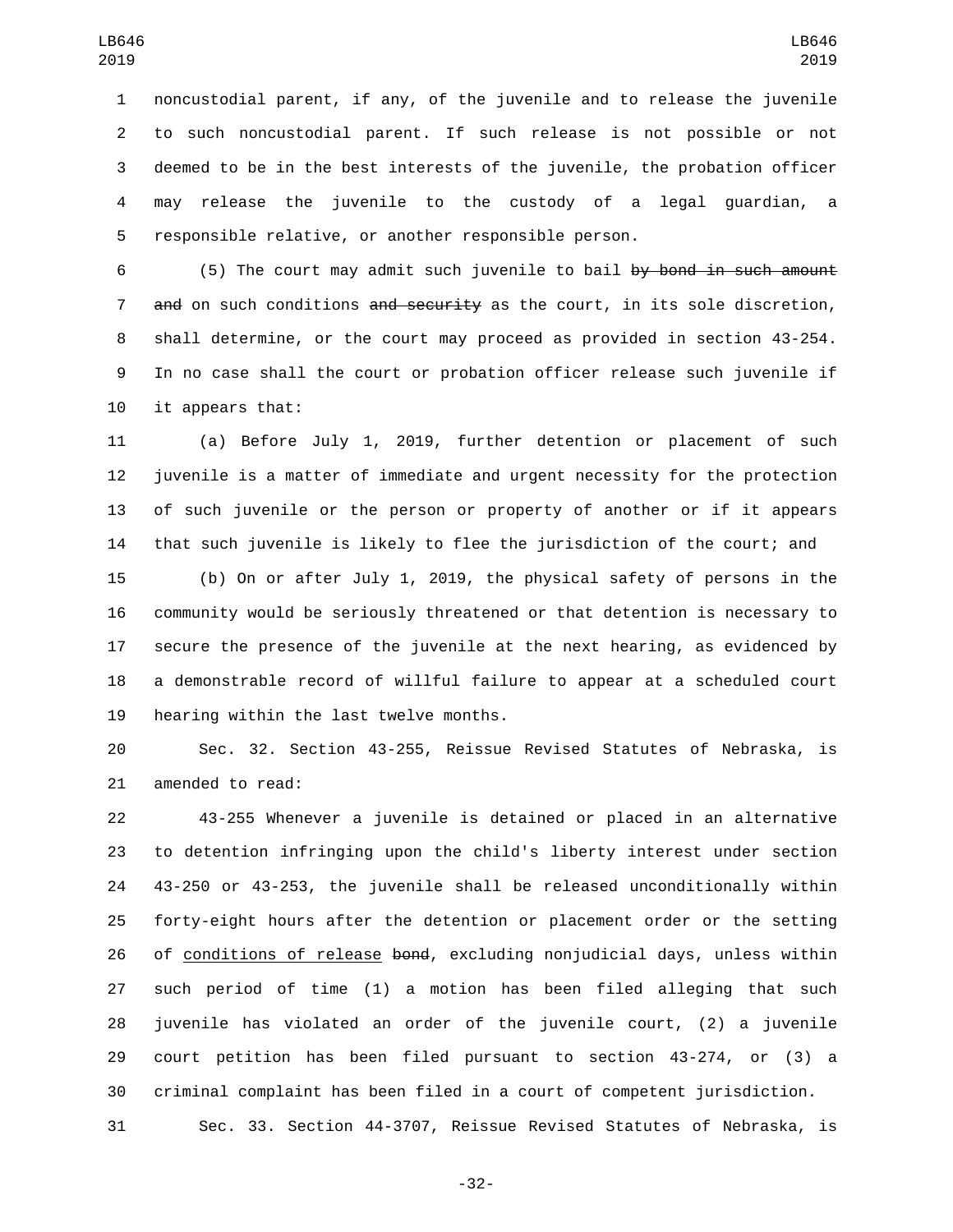noncustodial parent, if any, of the juvenile and to release the juvenile to such noncustodial parent. If such release is not possible or not deemed to be in the best interests of the juvenile, the probation officer may release the juvenile to the custody of a legal guardian, a responsible relative, or another responsible person.

(5) The court may admit such juvenile to bail ~~by bond in such amount and~~ on such conditions ~~and security~~ as the court, in its sole discretion, shall determine, or the court may proceed as provided in section 43-254. In no case shall the court or probation officer release such juvenile if it appears that:

(a) Before July 1, 2019, further detention or placement of such juvenile is a matter of immediate and urgent necessity for the protection of such juvenile or the person or property of another or if it appears that such juvenile is likely to flee the jurisdiction of the court; and

(b) On or after July 1, 2019, the physical safety of persons in the community would be seriously threatened or that detention is necessary to secure the presence of the juvenile at the next hearing, as evidenced by a demonstrable record of willful failure to appear at a scheduled court hearing within the last twelve months.

Sec. 32. Section 43-255, Reissue Revised Statutes of Nebraska, is amended to read:

43-255 Whenever a juvenile is detained or placed in an alternative to detention infringing upon the child's liberty interest under section 43-250 or 43-253, the juvenile shall be released unconditionally within forty-eight hours after the detention or placement order or the setting of <u>conditions of release</u> ~~bond~~, excluding nonjudicial days, unless within such period of time (1) a motion has been filed alleging that such juvenile has violated an order of the juvenile court, (2) a juvenile court petition has been filed pursuant to section 43-274, or (3) a criminal complaint has been filed in a court of competent jurisdiction.

Sec. 33. Section 44-3707, Reissue Revised Statutes of Nebraska, is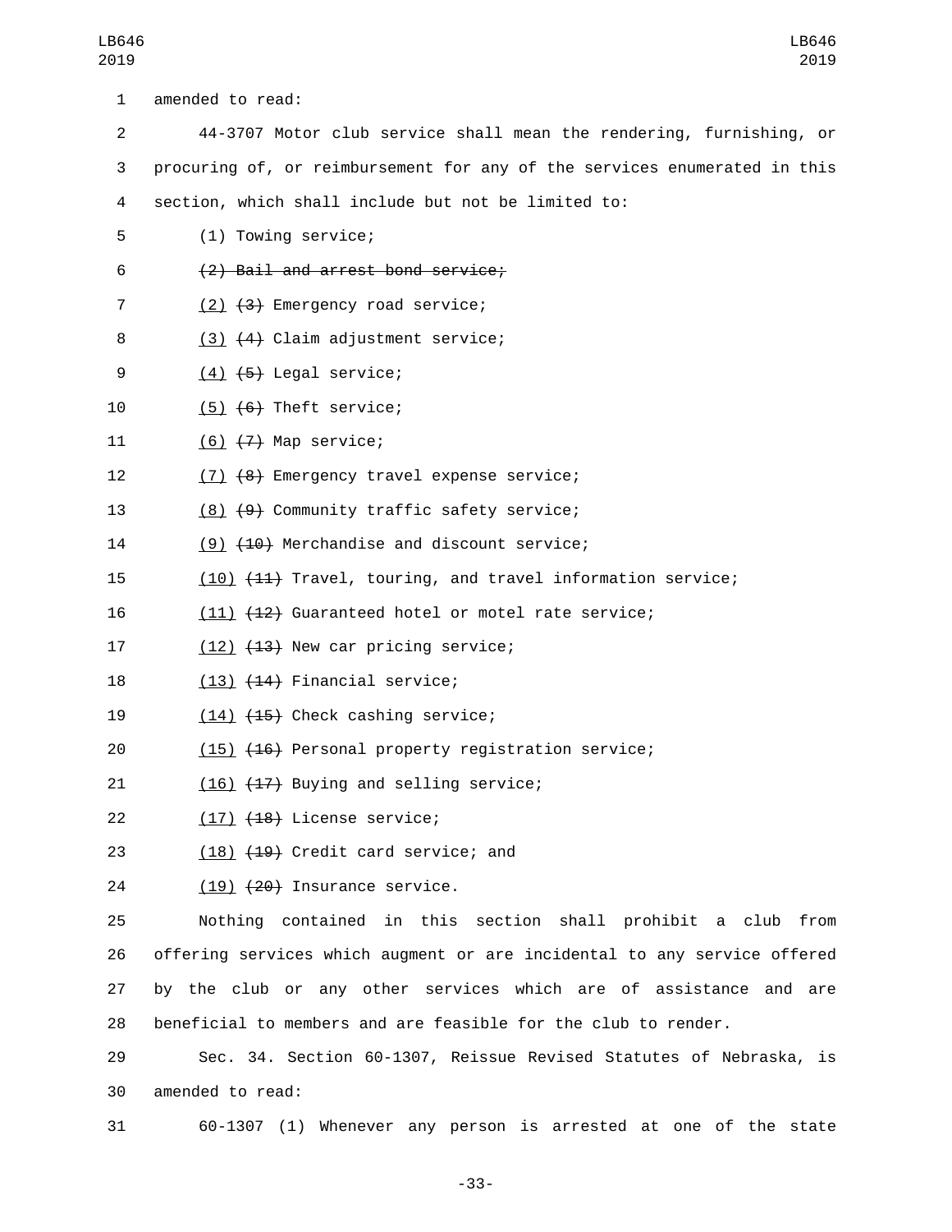amended to read:

44-3707 Motor club service shall mean the rendering, furnishing, or procuring of, or reimbursement for any of the services enumerated in this section, which shall include but not be limited to:

(1) Towing service;

~~(2) Bail and arrest bond service;~~

<u>(2)</u> ~~(3)~~ Emergency road service;

<u>(3)</u> ~~(4)~~ Claim adjustment service;

<u>(4)</u> ~~(5)~~ Legal service;

<u>(5)</u> ~~(6)~~ Theft service;

<u>(6)</u> ~~(7)~~ Map service;

<u>(7)</u> ~~(8)~~ Emergency travel expense service;

<u>(8)</u> ~~(9)~~ Community traffic safety service;

<u>(9)</u> ~~(10)~~ Merchandise and discount service;

<u>(10)</u> ~~(11)~~ Travel, touring, and travel information service;

<u>(11)</u> ~~(12)~~ Guaranteed hotel or motel rate service;

<u>(12)</u> ~~(13)~~ New car pricing service;

<u>(13)</u> ~~(14)~~ Financial service;

<u>(14)</u> ~~(15)~~ Check cashing service;

<u>(15)</u> ~~(16)~~ Personal property registration service;

<u>(16)</u> ~~(17)~~ Buying and selling service;

<u>(17)</u> ~~(18)~~ License service;

<u>(18)</u> ~~(19)~~ Credit card service; and

<u>(19)</u> ~~(20)~~ Insurance service.

Nothing contained in this section shall prohibit a club from offering services which augment or are incidental to any service offered by the club or any other services which are of assistance and are beneficial to members and are feasible for the club to render.

Sec. 34. Section 60-1307, Reissue Revised Statutes of Nebraska, is amended to read:

60-1307 (1) Whenever any person is arrested at one of the state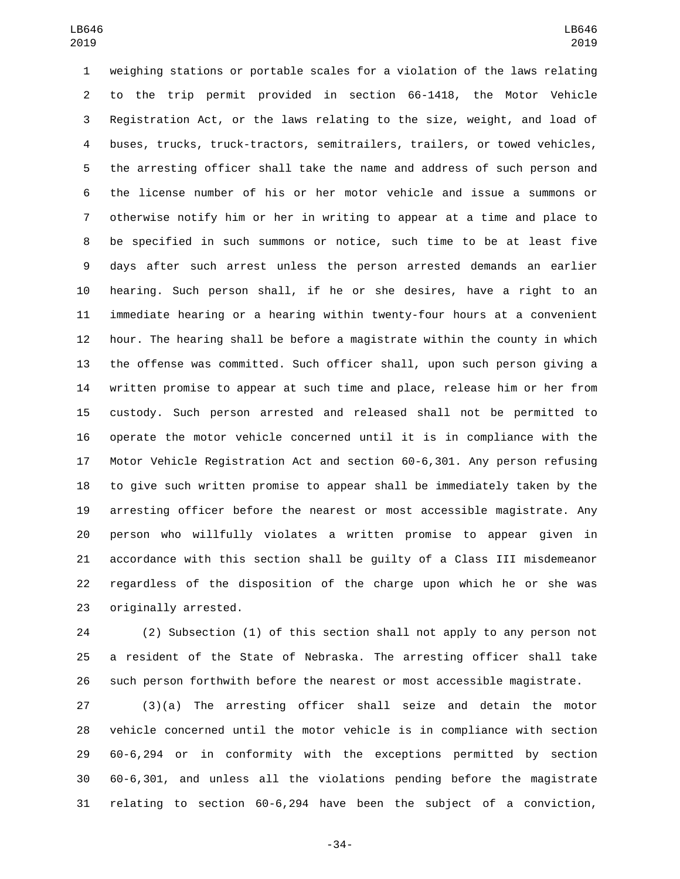weighing stations or portable scales for a violation of the laws relating to the trip permit provided in section 66-1418, the Motor Vehicle Registration Act, or the laws relating to the size, weight, and load of buses, trucks, truck-tractors, semitrailers, trailers, or towed vehicles, the arresting officer shall take the name and address of such person and the license number of his or her motor vehicle and issue a summons or otherwise notify him or her in writing to appear at a time and place to be specified in such summons or notice, such time to be at least five days after such arrest unless the person arrested demands an earlier hearing. Such person shall, if he or she desires, have a right to an immediate hearing or a hearing within twenty-four hours at a convenient hour. The hearing shall be before a magistrate within the county in which the offense was committed. Such officer shall, upon such person giving a written promise to appear at such time and place, release him or her from custody. Such person arrested and released shall not be permitted to operate the motor vehicle concerned until it is in compliance with the Motor Vehicle Registration Act and section 60-6,301. Any person refusing to give such written promise to appear shall be immediately taken by the arresting officer before the nearest or most accessible magistrate. Any person who willfully violates a written promise to appear given in accordance with this section shall be guilty of a Class III misdemeanor regardless of the disposition of the charge upon which he or she was originally arrested.

(2) Subsection (1) of this section shall not apply to any person not a resident of the State of Nebraska. The arresting officer shall take such person forthwith before the nearest or most accessible magistrate.

(3)(a) The arresting officer shall seize and detain the motor vehicle concerned until the motor vehicle is in compliance with section 60-6,294 or in conformity with the exceptions permitted by section 60-6,301, and unless all the violations pending before the magistrate relating to section 60-6,294 have been the subject of a conviction,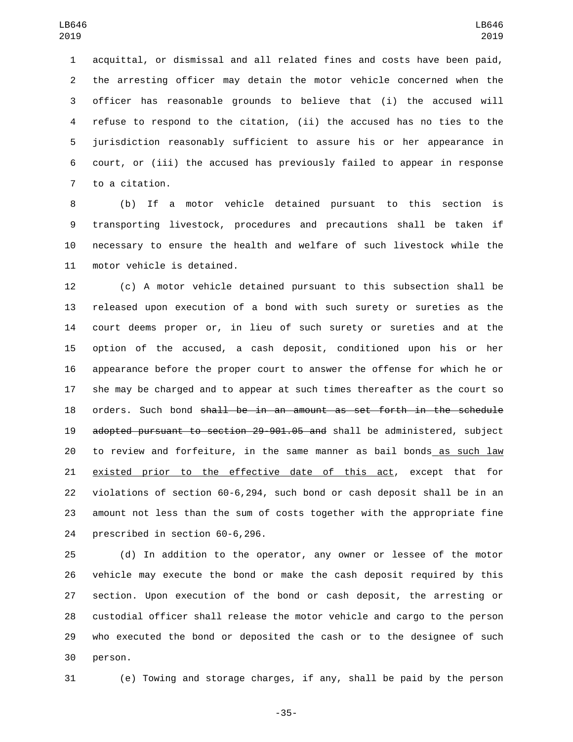acquittal, or dismissal and all related fines and costs have been paid, the arresting officer may detain the motor vehicle concerned when the officer has reasonable grounds to believe that (i) the accused will refuse to respond to the citation, (ii) the accused has no ties to the jurisdiction reasonably sufficient to assure his or her appearance in court, or (iii) the accused has previously failed to appear in response to a citation.

(b) If a motor vehicle detained pursuant to this section is transporting livestock, procedures and precautions shall be taken if necessary to ensure the health and welfare of such livestock while the motor vehicle is detained.

(c) A motor vehicle detained pursuant to this subsection shall be released upon execution of a bond with such surety or sureties as the court deems proper or, in lieu of such surety or sureties and at the option of the accused, a cash deposit, conditioned upon his or her appearance before the proper court to answer the offense for which he or she may be charged and to appear at such times thereafter as the court so orders. Such bond ~~shall be in an amount as set forth in the schedule adopted pursuant to section 29-901.05 and~~ shall be administered, subject to review and forfeiture, in the same manner as bail bonds as such law existed prior to the effective date of this act, except that for violations of section 60-6,294, such bond or cash deposit shall be in an amount not less than the sum of costs together with the appropriate fine prescribed in section 60-6,296.

(d) In addition to the operator, any owner or lessee of the motor vehicle may execute the bond or make the cash deposit required by this section. Upon execution of the bond or cash deposit, the arresting or custodial officer shall release the motor vehicle and cargo to the person who executed the bond or deposited the cash or to the designee of such person.

(e) Towing and storage charges, if any, shall be paid by the person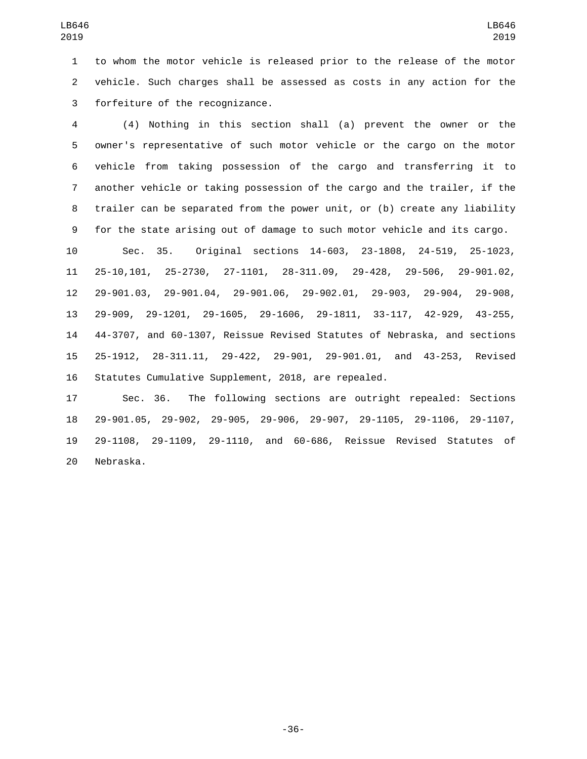to whom the motor vehicle is released prior to the release of the motor vehicle. Such charges shall be assessed as costs in any action for the forfeiture of the recognizance.

(4) Nothing in this section shall (a) prevent the owner or the owner's representative of such motor vehicle or the cargo on the motor vehicle from taking possession of the cargo and transferring it to another vehicle or taking possession of the cargo and the trailer, if the trailer can be separated from the power unit, or (b) create any liability for the state arising out of damage to such motor vehicle and its cargo.

Sec. 35. Original sections 14-603, 23-1808, 24-519, 25-1023, 25-10,101, 25-2730, 27-1101, 28-311.09, 29-428, 29-506, 29-901.02, 29-901.03, 29-901.04, 29-901.06, 29-902.01, 29-903, 29-904, 29-908, 29-909, 29-1201, 29-1605, 29-1606, 29-1811, 33-117, 42-929, 43-255, 44-3707, and 60-1307, Reissue Revised Statutes of Nebraska, and sections 25-1912, 28-311.11, 29-422, 29-901, 29-901.01, and 43-253, Revised Statutes Cumulative Supplement, 2018, are repealed.

Sec. 36. The following sections are outright repealed: Sections 29-901.05, 29-902, 29-905, 29-906, 29-907, 29-1105, 29-1106, 29-1107, 29-1108, 29-1109, 29-1110, and 60-686, Reissue Revised Statutes of Nebraska.